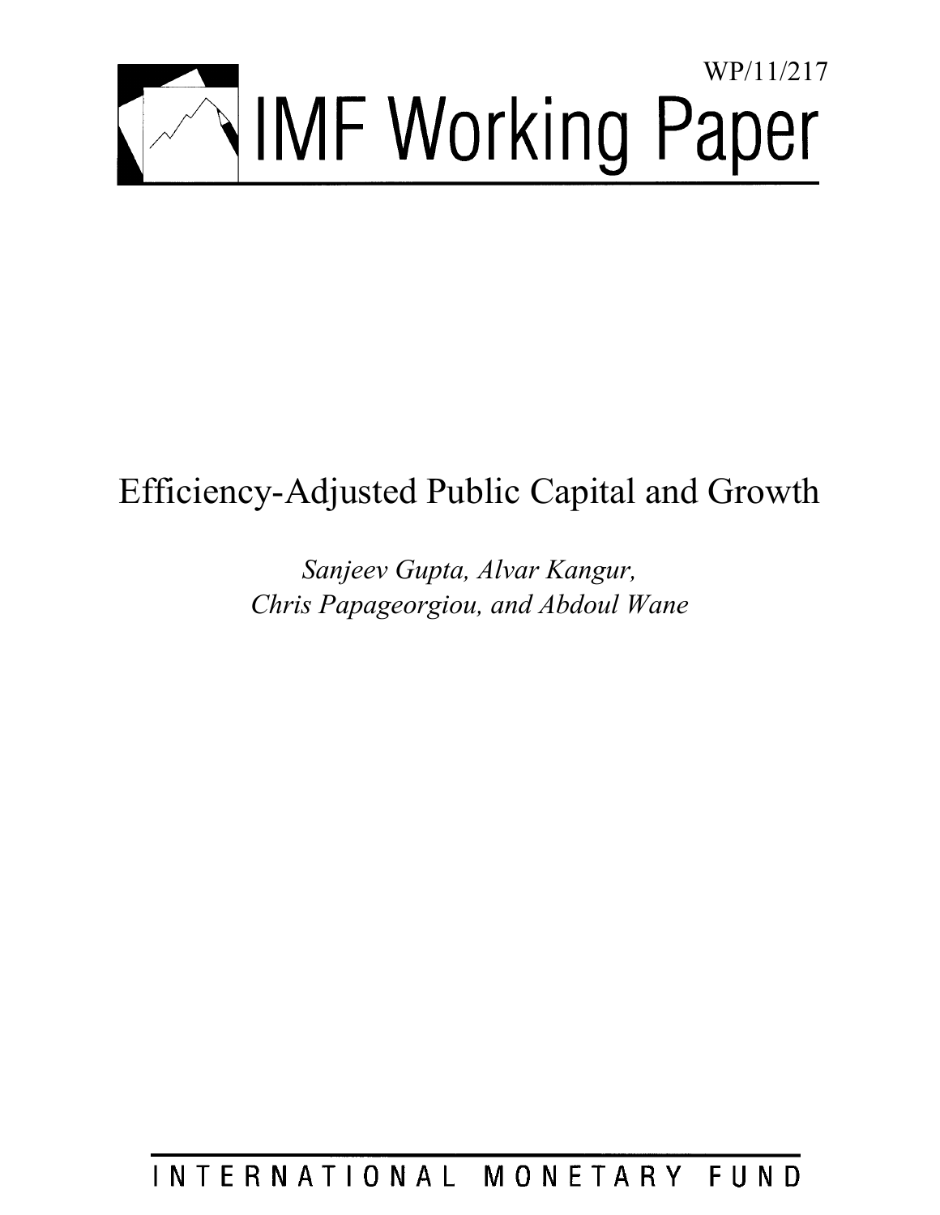WP/11/217

# IMF Working Paper

# Efficiency-Adjusted Public Capital and Growth

*Sanjeev Gupta, Alvar Kangur,*
*Chris Papageorgiou, and Abdoul Wane*

INTERNATIONAL MONETARY FUND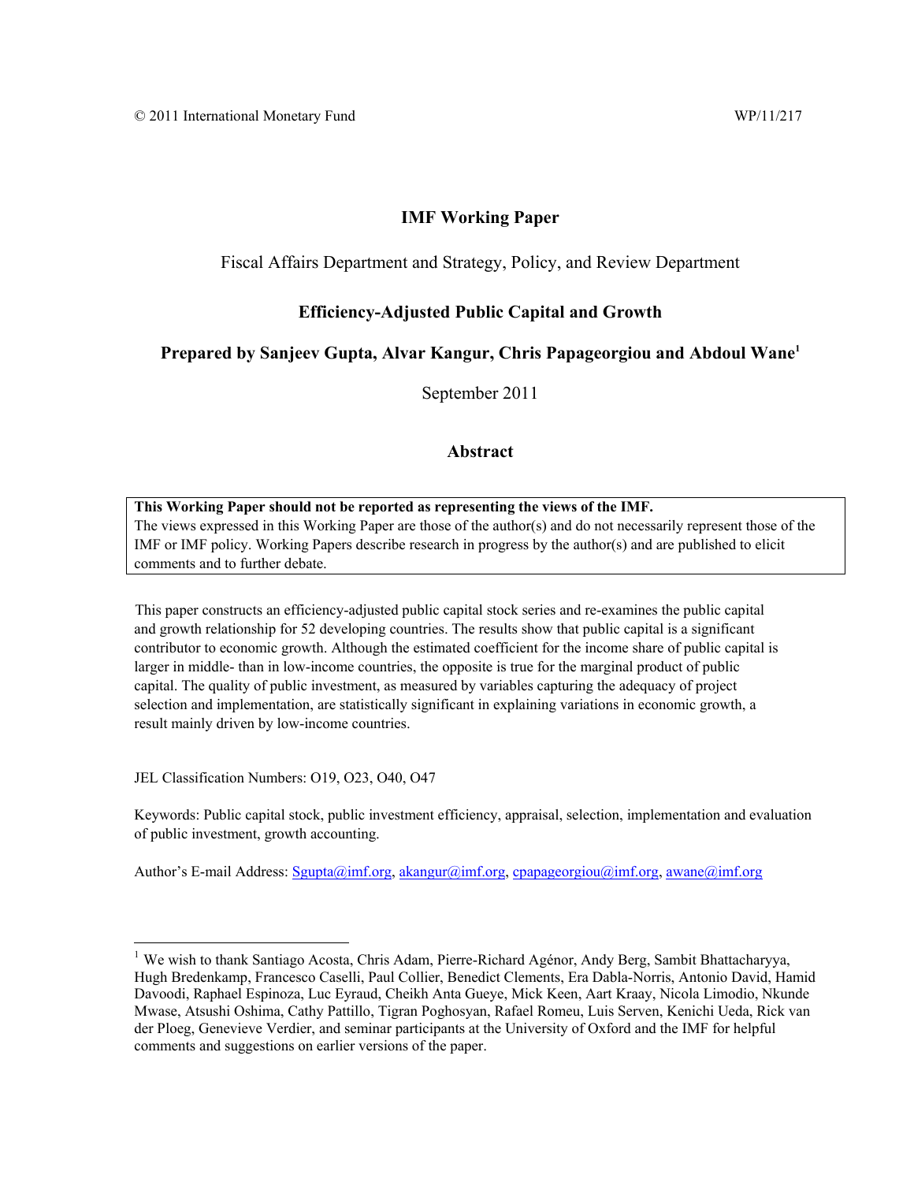© 2011 International Monetary Fund WP/11/217

# IMF Working Paper

Fiscal Affairs Department and Strategy, Policy, and Review Department

## Efficiency-Adjusted Public Capital and Growth

### Prepared by Sanjeev Gupta, Alvar Kangur, Chris Papageorgiou and Abdoul Wane[1]

September 2011

## Abstract

**This Working Paper should not be reported as representing the views of the IMF.**
The views expressed in this Working Paper are those of the author(s) and do not necessarily represent those of the IMF or IMF policy. Working Papers describe research in progress by the author(s) and are published to elicit comments and to further debate.

This paper constructs an efficiency-adjusted public capital stock series and re-examines the public capital and growth relationship for 52 developing countries. The results show that public capital is a significant contributor to economic growth. Although the estimated coefficient for the income share of public capital is larger in middle- than in low-income countries, the opposite is true for the marginal product of public capital. The quality of public investment, as measured by variables capturing the adequacy of project selection and implementation, are statistically significant in explaining variations in economic growth, a result mainly driven by low-income countries.

JEL Classification Numbers: O19, O23, O40, O47

Keywords: Public capital stock, public investment efficiency, appraisal, selection, implementation and evaluation of public investment, growth accounting.

Author's E-mail Address: Sgupta@imf.org, akangur@imf.org, cpapageorgiou@imf.org, awane@imf.org

[1] We wish to thank Santiago Acosta, Chris Adam, Pierre-Richard Agénor, Andy Berg, Sambit Bhattacharyya, Hugh Bredenkamp, Francesco Caselli, Paul Collier, Benedict Clements, Era Dabla-Norris, Antonio David, Hamid Davoodi, Raphael Espinoza, Luc Eyraud, Cheikh Anta Gueye, Mick Keen, Aart Kraay, Nicola Limodio, Nkunde Mwase, Atsushi Oshima, Cathy Pattillo, Tigran Poghosyan, Rafael Romeu, Luis Serven, Kenichi Ueda, Rick van der Ploeg, Genevieve Verdier, and seminar participants at the University of Oxford and the IMF for helpful comments and suggestions on earlier versions of the paper.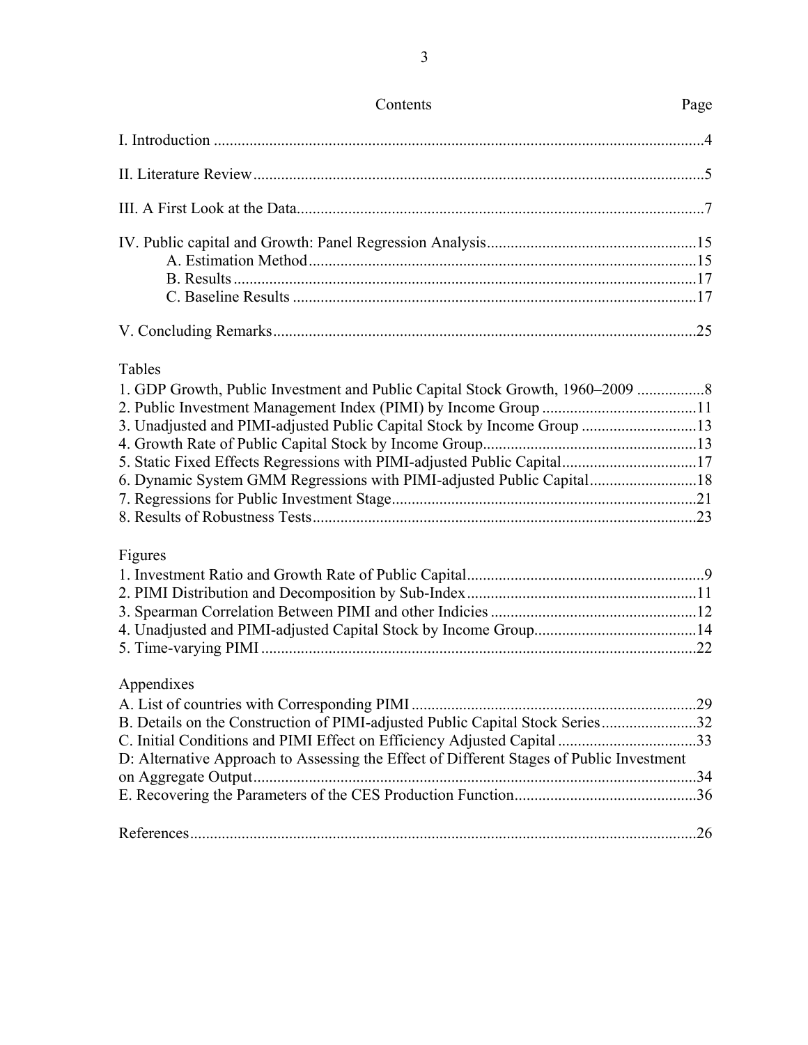# Contents

| | Page |
|---|---|
| I. Introduction | 4 |
| II. Literature Review | 5 |
| III. A First Look at the Data | 7 |
| IV. Public capital and Growth: Panel Regression Analysis | 15 |
| A. Estimation Method | 15 |
| B. Results | 17 |
| C. Baseline Results | 17 |
| V. Concluding Remarks | 25 |

## Tables

| | |
|---|---|
| 1. GDP Growth, Public Investment and Public Capital Stock Growth, 1960–2009 | 8 |
| 2. Public Investment Management Index (PIMI) by Income Group | 11 |
| 3. Unadjusted and PIMI-adjusted Public Capital Stock by Income Group | 13 |
| 4. Growth Rate of Public Capital Stock by Income Group | 13 |
| 5. Static Fixed Effects Regressions with PIMI-adjusted Public Capital | 17 |
| 6. Dynamic System GMM Regressions with PIMI-adjusted Public Capital | 18 |
| 7. Regressions for Public Investment Stage | 21 |
| 8. Results of Robustness Tests | 23 |

## Figures

| | |
|---|---|
| 1. Investment Ratio and Growth Rate of Public Capital | 9 |
| 2. PIMI Distribution and Decomposition by Sub-Index | 11 |
| 3. Spearman Correlation Between PIMI and other Indicies | 12 |
| 4. Unadjusted and PIMI-adjusted Capital Stock by Income Group | 14 |
| 5. Time-varying PIMI | 22 |

## Appendixes

| | |
|---|---|
| A. List of countries with Corresponding PIMI | 29 |
| B. Details on the Construction of PIMI-adjusted Public Capital Stock Series | 32 |
| C. Initial Conditions and PIMI Effect on Efficiency Adjusted Capital | 33 |
| D: Alternative Approach to Assessing the Effect of Different Stages of Public Investment on Aggregate Output | 34 |
| E. Recovering the Parameters of the CES Production Function | 36 |

| | |
|---|---|
| References | 26 |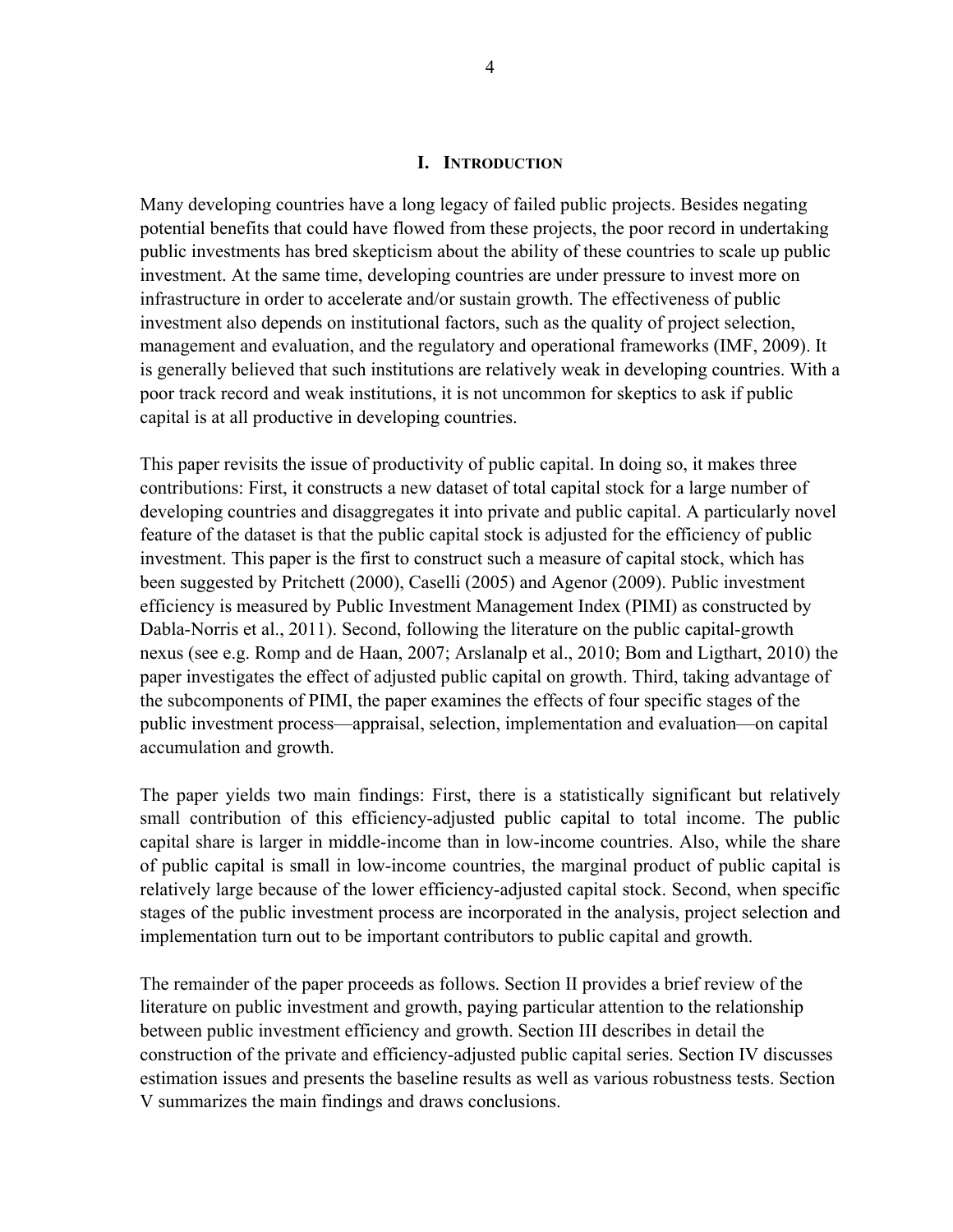## I. INTRODUCTION

Many developing countries have a long legacy of failed public projects. Besides negating potential benefits that could have flowed from these projects, the poor record in undertaking public investments has bred skepticism about the ability of these countries to scale up public investment. At the same time, developing countries are under pressure to invest more on infrastructure in order to accelerate and/or sustain growth. The effectiveness of public investment also depends on institutional factors, such as the quality of project selection, management and evaluation, and the regulatory and operational frameworks (IMF, 2009). It is generally believed that such institutions are relatively weak in developing countries. With a poor track record and weak institutions, it is not uncommon for skeptics to ask if public capital is at all productive in developing countries.

This paper revisits the issue of productivity of public capital. In doing so, it makes three contributions: First, it constructs a new dataset of total capital stock for a large number of developing countries and disaggregates it into private and public capital. A particularly novel feature of the dataset is that the public capital stock is adjusted for the efficiency of public investment. This paper is the first to construct such a measure of capital stock, which has been suggested by Pritchett (2000), Caselli (2005) and Agenor (2009). Public investment efficiency is measured by Public Investment Management Index (PIMI) as constructed by Dabla-Norris et al., 2011). Second, following the literature on the public capital-growth nexus (see e.g. Romp and de Haan, 2007; Arslanalp et al., 2010; Bom and Ligthart, 2010) the paper investigates the effect of adjusted public capital on growth. Third, taking advantage of the subcomponents of PIMI, the paper examines the effects of four specific stages of the public investment process—appraisal, selection, implementation and evaluation—on capital accumulation and growth.

The paper yields two main findings: First, there is a statistically significant but relatively small contribution of this efficiency-adjusted public capital to total income. The public capital share is larger in middle-income than in low-income countries. Also, while the share of public capital is small in low-income countries, the marginal product of public capital is relatively large because of the lower efficiency-adjusted capital stock. Second, when specific stages of the public investment process are incorporated in the analysis, project selection and implementation turn out to be important contributors to public capital and growth.

The remainder of the paper proceeds as follows. Section II provides a brief review of the literature on public investment and growth, paying particular attention to the relationship between public investment efficiency and growth. Section III describes in detail the construction of the private and efficiency-adjusted public capital series. Section IV discusses estimation issues and presents the baseline results as well as various robustness tests. Section V summarizes the main findings and draws conclusions.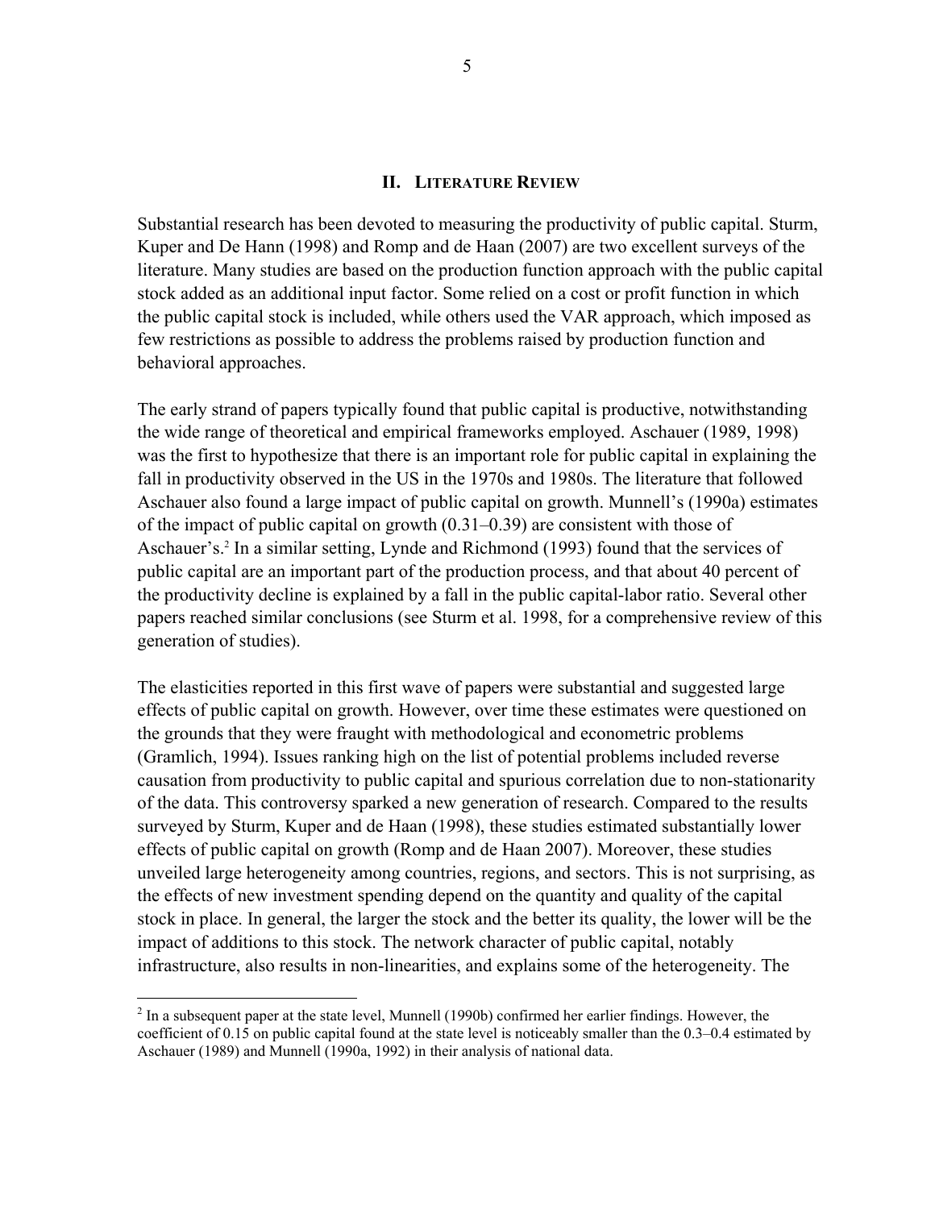## II. LITERATURE REVIEW

Substantial research has been devoted to measuring the productivity of public capital. Sturm, Kuper and De Hann (1998) and Romp and de Haan (2007) are two excellent surveys of the literature. Many studies are based on the production function approach with the public capital stock added as an additional input factor. Some relied on a cost or profit function in which the public capital stock is included, while others used the VAR approach, which imposed as few restrictions as possible to address the problems raised by production function and behavioral approaches.

The early strand of papers typically found that public capital is productive, notwithstanding the wide range of theoretical and empirical frameworks employed. Aschauer (1989, 1998) was the first to hypothesize that there is an important role for public capital in explaining the fall in productivity observed in the US in the 1970s and 1980s. The literature that followed Aschauer also found a large impact of public capital on growth. Munnell's (1990a) estimates of the impact of public capital on growth (0.31–0.39) are consistent with those of Aschauer's.[2] In a similar setting, Lynde and Richmond (1993) found that the services of public capital are an important part of the production process, and that about 40 percent of the productivity decline is explained by a fall in the public capital-labor ratio. Several other papers reached similar conclusions (see Sturm et al. 1998, for a comprehensive review of this generation of studies).

The elasticities reported in this first wave of papers were substantial and suggested large effects of public capital on growth. However, over time these estimates were questioned on the grounds that they were fraught with methodological and econometric problems (Gramlich, 1994). Issues ranking high on the list of potential problems included reverse causation from productivity to public capital and spurious correlation due to non-stationarity of the data. This controversy sparked a new generation of research. Compared to the results surveyed by Sturm, Kuper and de Haan (1998), these studies estimated substantially lower effects of public capital on growth (Romp and de Haan 2007). Moreover, these studies unveiled large heterogeneity among countries, regions, and sectors. This is not surprising, as the effects of new investment spending depend on the quantity and quality of the capital stock in place. In general, the larger the stock and the better its quality, the lower will be the impact of additions to this stock. The network character of public capital, notably infrastructure, also results in non-linearities, and explains some of the heterogeneity. The

[2] In a subsequent paper at the state level, Munnell (1990b) confirmed her earlier findings. However, the coefficient of 0.15 on public capital found at the state level is noticeably smaller than the 0.3–0.4 estimated by Aschauer (1989) and Munnell (1990a, 1992) in their analysis of national data.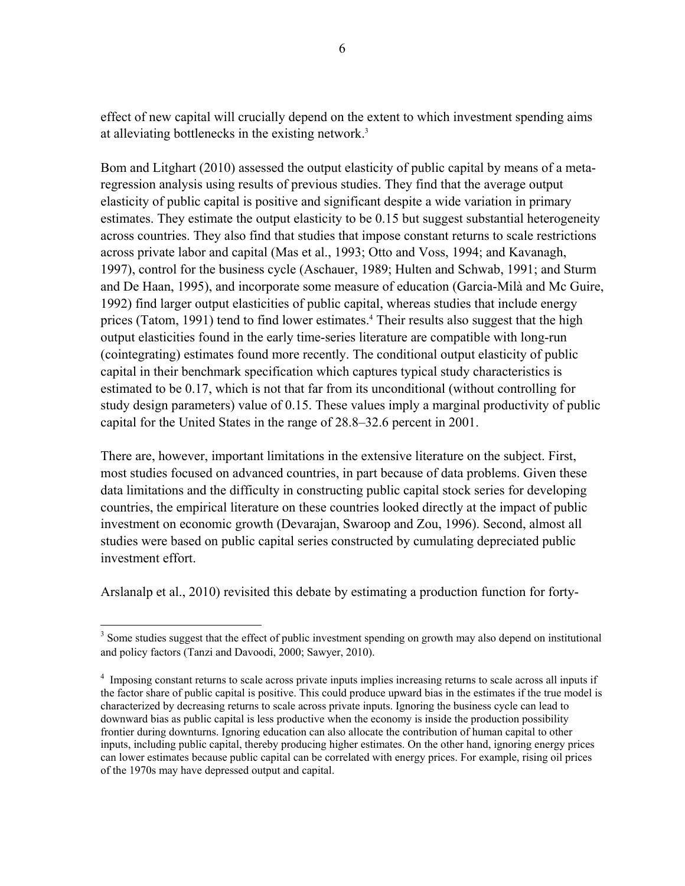effect of new capital will crucially depend on the extent to which investment spending aims at alleviating bottlenecks in the existing network.[3]

Bom and Litghart (2010) assessed the output elasticity of public capital by means of a meta-regression analysis using results of previous studies. They find that the average output elasticity of public capital is positive and significant despite a wide variation in primary estimates. They estimate the output elasticity to be 0.15 but suggest substantial heterogeneity across countries. They also find that studies that impose constant returns to scale restrictions across private labor and capital (Mas et al., 1993; Otto and Voss, 1994; and Kavanagh, 1997), control for the business cycle (Aschauer, 1989; Hulten and Schwab, 1991; and Sturm and De Haan, 1995), and incorporate some measure of education (Garcia-Milà and Mc Guire, 1992) find larger output elasticities of public capital, whereas studies that include energy prices (Tatom, 1991) tend to find lower estimates.[4] Their results also suggest that the high output elasticities found in the early time-series literature are compatible with long-run (cointegrating) estimates found more recently. The conditional output elasticity of public capital in their benchmark specification which captures typical study characteristics is estimated to be 0.17, which is not that far from its unconditional (without controlling for study design parameters) value of 0.15. These values imply a marginal productivity of public capital for the United States in the range of 28.8–32.6 percent in 2001.

There are, however, important limitations in the extensive literature on the subject. First, most studies focused on advanced countries, in part because of data problems. Given these data limitations and the difficulty in constructing public capital stock series for developing countries, the empirical literature on these countries looked directly at the impact of public investment on economic growth (Devarajan, Swaroop and Zou, 1996). Second, almost all studies were based on public capital series constructed by cumulating depreciated public investment effort.

Arslanalp et al., 2010) revisited this debate by estimating a production function for forty-

---

[3] Some studies suggest that the effect of public investment spending on growth may also depend on institutional and policy factors (Tanzi and Davoodi, 2000; Sawyer, 2010).

[4] Imposing constant returns to scale across private inputs implies increasing returns to scale across all inputs if the factor share of public capital is positive. This could produce upward bias in the estimates if the true model is characterized by decreasing returns to scale across private inputs. Ignoring the business cycle can lead to downward bias as public capital is less productive when the economy is inside the production possibility frontier during downturns. Ignoring education can also allocate the contribution of human capital to other inputs, including public capital, thereby producing higher estimates. On the other hand, ignoring energy prices can lower estimates because public capital can be correlated with energy prices. For example, rising oil prices of the 1970s may have depressed output and capital.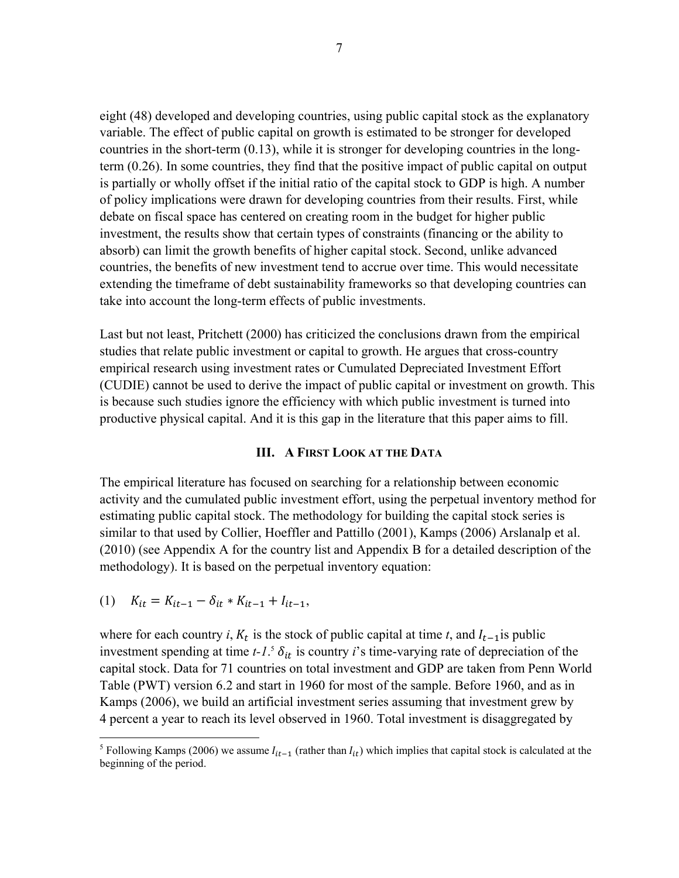eight (48) developed and developing countries, using public capital stock as the explanatory variable. The effect of public capital on growth is estimated to be stronger for developed countries in the short-term (0.13), while it is stronger for developing countries in the long-term (0.26). In some countries, they find that the positive impact of public capital on output is partially or wholly offset if the initial ratio of the capital stock to GDP is high. A number of policy implications were drawn for developing countries from their results. First, while debate on fiscal space has centered on creating room in the budget for higher public investment, the results show that certain types of constraints (financing or the ability to absorb) can limit the growth benefits of higher capital stock. Second, unlike advanced countries, the benefits of new investment tend to accrue over time. This would necessitate extending the timeframe of debt sustainability frameworks so that developing countries can take into account the long-term effects of public investments.

Last but not least, Pritchett (2000) has criticized the conclusions drawn from the empirical studies that relate public investment or capital to growth. He argues that cross-country empirical research using investment rates or Cumulated Depreciated Investment Effort (CUDIE) cannot be used to derive the impact of public capital or investment on growth. This is because such studies ignore the efficiency with which public investment is turned into productive physical capital. And it is this gap in the literature that this paper aims to fill.

## III. A First Look at the Data

The empirical literature has focused on searching for a relationship between economic activity and the cumulated public investment effort, using the perpetual inventory method for estimating public capital stock. The methodology for building the capital stock series is similar to that used by Collier, Hoeffler and Pattillo (2001), Kamps (2006) Arslanalp et al. (2010) (see Appendix A for the country list and Appendix B for a detailed description of the methodology). It is based on the perpetual inventory equation:

$$(1) \quad K_{it} = K_{it-1} - \delta_{it} * K_{it-1} + I_{it-1},$$

where for each country *i*, $K_t$ is the stock of public capital at time *t*, and $I_{t-1}$ is public investment spending at time *t-1*.[5] $\delta_{it}$ is country *i*'s time-varying rate of depreciation of the capital stock. Data for 71 countries on total investment and GDP are taken from Penn World Table (PWT) version 6.2 and start in 1960 for most of the sample. Before 1960, and as in Kamps (2006), we build an artificial investment series assuming that investment grew by 4 percent a year to reach its level observed in 1960. Total investment is disaggregated by

[5] Following Kamps (2006) we assume $I_{it-1}$ (rather than $I_{it}$) which implies that capital stock is calculated at the beginning of the period.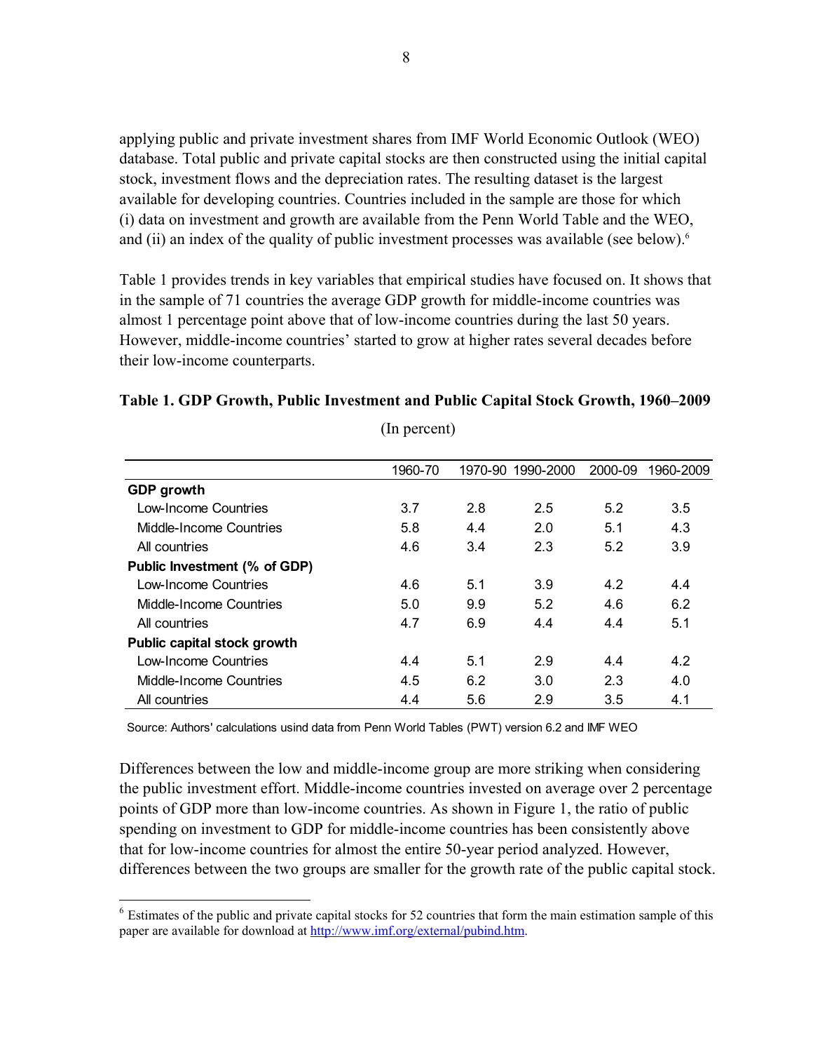applying public and private investment shares from IMF World Economic Outlook (WEO) database. Total public and private capital stocks are then constructed using the initial capital stock, investment flows and the depreciation rates. The resulting dataset is the largest available for developing countries. Countries included in the sample are those for which (i) data on investment and growth are available from the Penn World Table and the WEO, and (ii) an index of the quality of public investment processes was available (see below).[6]

Table 1 provides trends in key variables that empirical studies have focused on. It shows that in the sample of 71 countries the average GDP growth for middle-income countries was almost 1 percentage point above that of low-income countries during the last 50 years. However, middle-income countries' started to grow at higher rates several decades before their low-income counterparts.

**Table 1. GDP Growth, Public Investment and Public Capital Stock Growth, 1960–2009**

(In percent)

| | 1960-70 | 1970-90 | 1990-2000 | 2000-09 | 1960-2009 |
|---|---|---|---|---|---|
| **GDP growth** | | | | | |
| Low-Income Countries | 3.7 | 2.8 | 2.5 | 5.2 | 3.5 |
| Middle-Income Countries | 5.8 | 4.4 | 2.0 | 5.1 | 4.3 |
| All countries | 4.6 | 3.4 | 2.3 | 5.2 | 3.9 |
| **Public Investment (% of GDP)** | | | | | |
| Low-Income Countries | 4.6 | 5.1 | 3.9 | 4.2 | 4.4 |
| Middle-Income Countries | 5.0 | 9.9 | 5.2 | 4.6 | 6.2 |
| All countries | 4.7 | 6.9 | 4.4 | 4.4 | 5.1 |
| **Public capital stock growth** | | | | | |
| Low-Income Countries | 4.4 | 5.1 | 2.9 | 4.4 | 4.2 |
| Middle-Income Countries | 4.5 | 6.2 | 3.0 | 2.3 | 4.0 |
| All countries | 4.4 | 5.6 | 2.9 | 3.5 | 4.1 |

Source: Authors' calculations usind data from Penn World Tables (PWT) version 6.2 and IMF WEO

Differences between the low and middle-income group are more striking when considering the public investment effort. Middle-income countries invested on average over 2 percentage points of GDP more than low-income countries. As shown in Figure 1, the ratio of public spending on investment to GDP for middle-income countries has been consistently above that for low-income countries for almost the entire 50-year period analyzed. However, differences between the two groups are smaller for the growth rate of the public capital stock.

[6] Estimates of the public and private capital stocks for 52 countries that form the main estimation sample of this paper are available for download at http://www.imf.org/external/pubind.htm.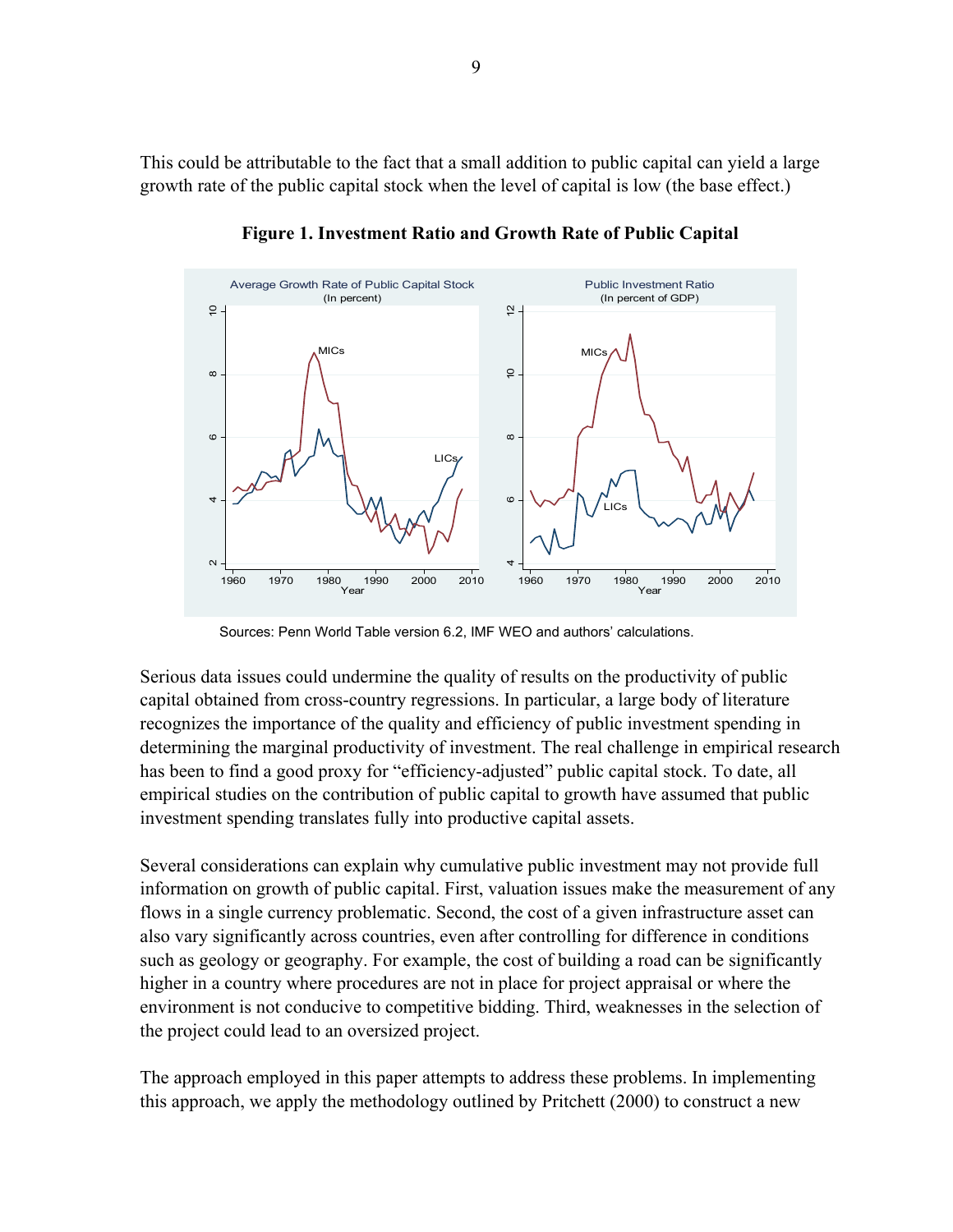This could be attributable to the fact that a small addition to public capital can yield a large growth rate of the public capital stock when the level of capital is low (the base effect.)

**Figure 1. Investment Ratio and Growth Rate of Public Capital**

Sources: Penn World Table version 6.2, IMF WEO and authors' calculations.

Serious data issues could undermine the quality of results on the productivity of public capital obtained from cross-country regressions. In particular, a large body of literature recognizes the importance of the quality and efficiency of public investment spending in determining the marginal productivity of investment. The real challenge in empirical research has been to find a good proxy for "efficiency-adjusted" public capital stock. To date, all empirical studies on the contribution of public capital to growth have assumed that public investment spending translates fully into productive capital assets.

Several considerations can explain why cumulative public investment may not provide full information on growth of public capital. First, valuation issues make the measurement of any flows in a single currency problematic. Second, the cost of a given infrastructure asset can also vary significantly across countries, even after controlling for difference in conditions such as geology or geography. For example, the cost of building a road can be significantly higher in a country where procedures are not in place for project appraisal or where the environment is not conducive to competitive bidding. Third, weaknesses in the selection of the project could lead to an oversized project.

The approach employed in this paper attempts to address these problems. In implementing this approach, we apply the methodology outlined by Pritchett (2000) to construct a new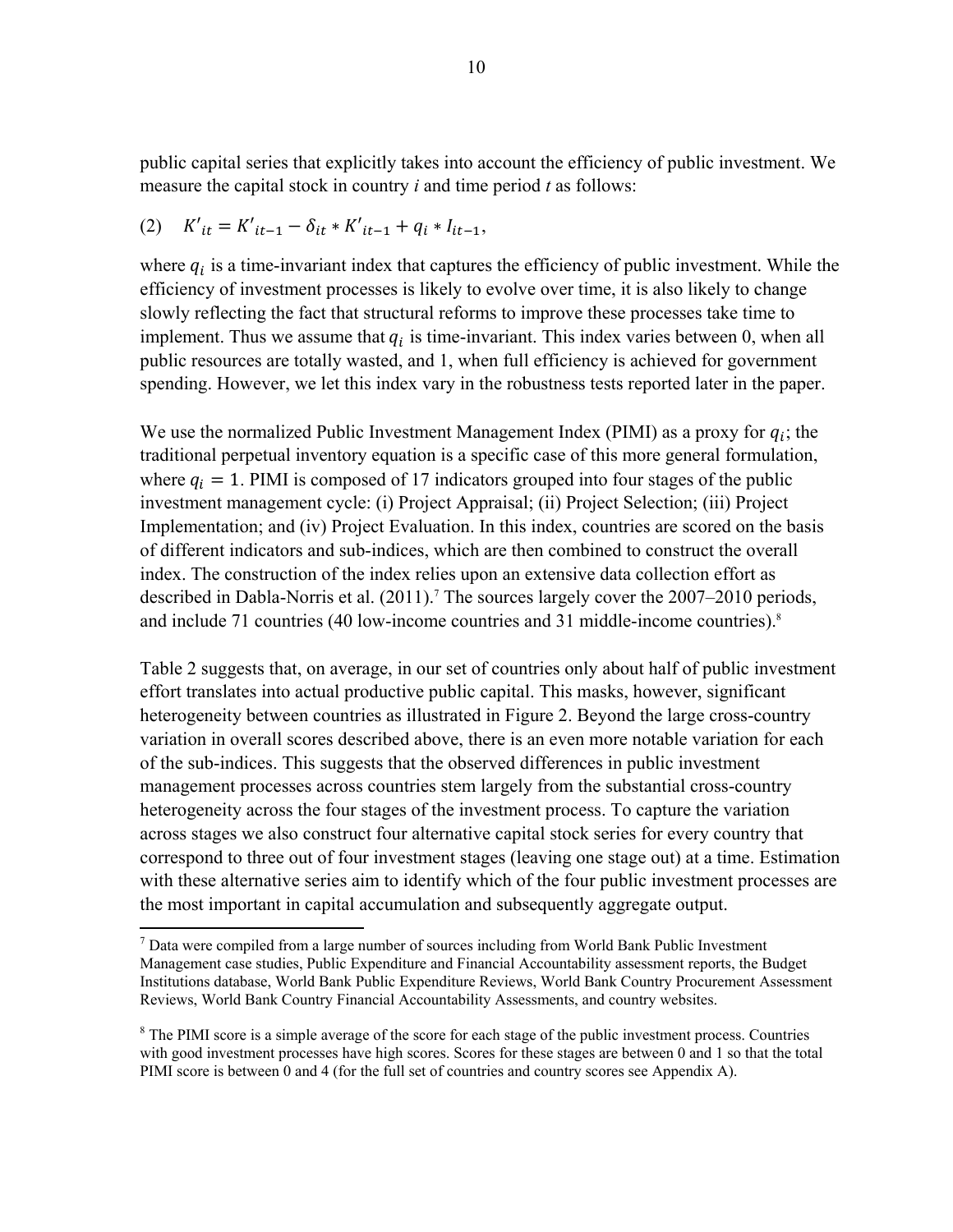public capital series that explicitly takes into account the efficiency of public investment. We measure the capital stock in country *i* and time period *t* as follows:

$$(2) \quad K'_{it} = K'_{it-1} - \delta_{it} * K'_{it-1} + q_i * I_{it-1},$$

where $q_i$ is a time-invariant index that captures the efficiency of public investment. While the efficiency of investment processes is likely to evolve over time, it is also likely to change slowly reflecting the fact that structural reforms to improve these processes take time to implement. Thus we assume that $q_i$ is time-invariant. This index varies between 0, when all public resources are totally wasted, and 1, when full efficiency is achieved for government spending. However, we let this index vary in the robustness tests reported later in the paper.

We use the normalized Public Investment Management Index (PIMI) as a proxy for $q_i$; the traditional perpetual inventory equation is a specific case of this more general formulation, where $q_i = 1$. PIMI is composed of 17 indicators grouped into four stages of the public investment management cycle: (i) Project Appraisal; (ii) Project Selection; (iii) Project Implementation; and (iv) Project Evaluation. In this index, countries are scored on the basis of different indicators and sub-indices, which are then combined to construct the overall index. The construction of the index relies upon an extensive data collection effort as described in Dabla-Norris et al. (2011).[7] The sources largely cover the 2007–2010 periods, and include 71 countries (40 low-income countries and 31 middle-income countries).[8]

Table 2 suggests that, on average, in our set of countries only about half of public investment effort translates into actual productive public capital. This masks, however, significant heterogeneity between countries as illustrated in Figure 2. Beyond the large cross-country variation in overall scores described above, there is an even more notable variation for each of the sub-indices. This suggests that the observed differences in public investment management processes across countries stem largely from the substantial cross-country heterogeneity across the four stages of the investment process. To capture the variation across stages we also construct four alternative capital stock series for every country that correspond to three out of four investment stages (leaving one stage out) at a time. Estimation with these alternative series aim to identify which of the four public investment processes are the most important in capital accumulation and subsequently aggregate output.

[7] Data were compiled from a large number of sources including from World Bank Public Investment Management case studies, Public Expenditure and Financial Accountability assessment reports, the Budget Institutions database, World Bank Public Expenditure Reviews, World Bank Country Procurement Assessment Reviews, World Bank Country Financial Accountability Assessments, and country websites.

[8] The PIMI score is a simple average of the score for each stage of the public investment process. Countries with good investment processes have high scores. Scores for these stages are between 0 and 1 so that the total PIMI score is between 0 and 4 (for the full set of countries and country scores see Appendix A).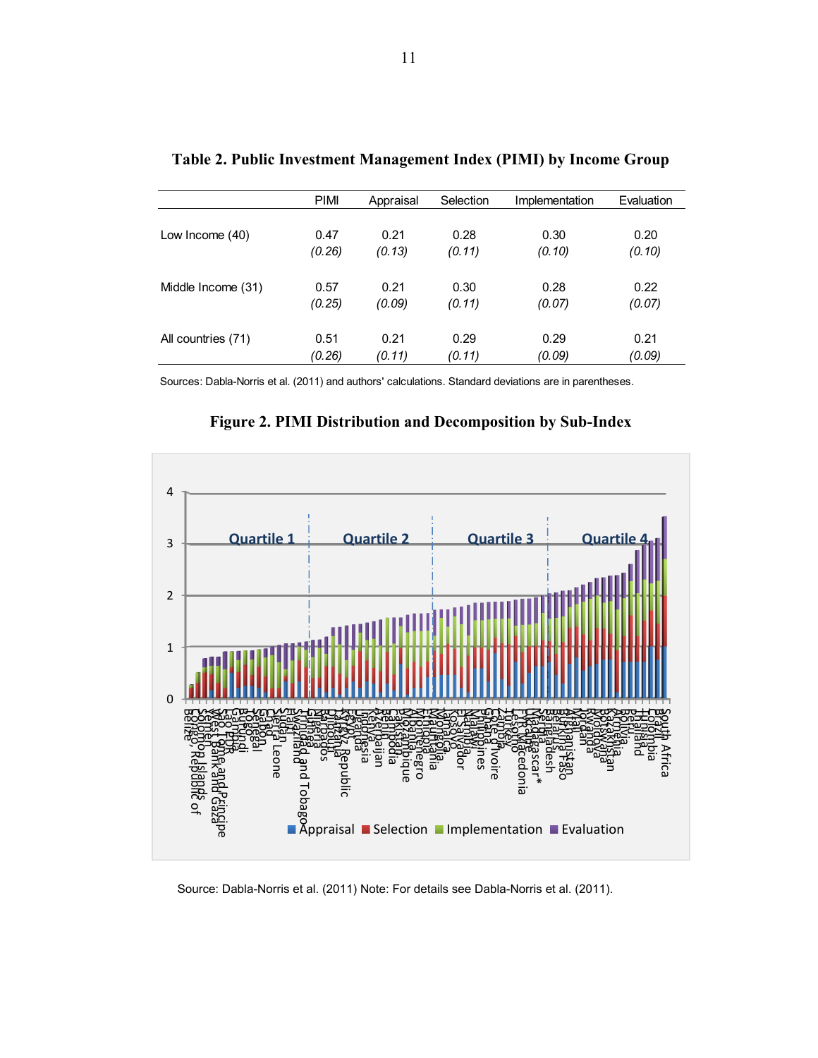**Table 2. Public Investment Management Index (PIMI) by Income Group**

| | PIMI | Appraisal | Selection | Implementation | Evaluation |
|---|---|---|---|---|---|
| Low Income (40) | 0.47 | 0.21 | 0.28 | 0.30 | 0.20 |
| | *(0.26)* | *(0.13)* | *(0.11)* | *(0.10)* | *(0.10)* |
| Middle Income (31) | 0.57 | 0.21 | 0.30 | 0.28 | 0.22 |
| | *(0.25)* | *(0.09)* | *(0.11)* | *(0.07)* | *(0.07)* |
| All countries (71) | 0.51 | 0.21 | 0.29 | 0.29 | 0.21 |
| | *(0.26)* | *(0.11)* | *(0.11)* | *(0.09)* | *(0.09)* |

Sources: Dabla-Norris et al. (2011) and authors' calculations. Standard deviations are in parentheses.

**Figure 2. PIMI Distribution and Decomposition by Sub-Index**

Source: Dabla-Norris et al. (2011) Note: For details see Dabla-Norris et al. (2011).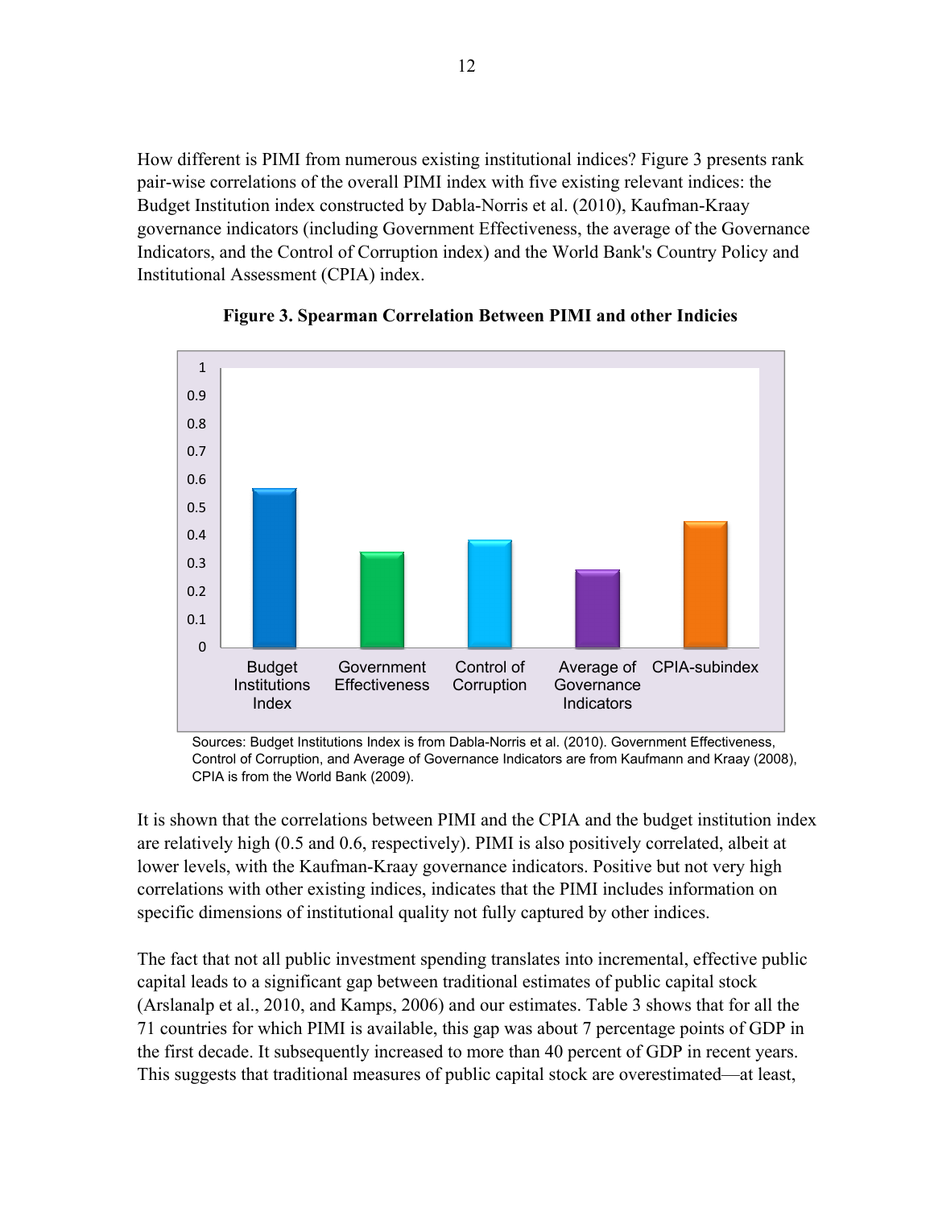How different is PIMI from numerous existing institutional indices? Figure 3 presents rank pair-wise correlations of the overall PIMI index with five existing relevant indices: the Budget Institution index constructed by Dabla-Norris et al. (2010), Kaufman-Kraay governance indicators (including Government Effectiveness, the average of the Governance Indicators, and the Control of Corruption index) and the World Bank's Country Policy and Institutional Assessment (CPIA) index.

**Figure 3. Spearman Correlation Between PIMI and other Indicies**

Sources: Budget Institutions Index is from Dabla-Norris et al. (2010). Government Effectiveness, Control of Corruption, and Average of Governance Indicators are from Kaufmann and Kraay (2008), CPIA is from the World Bank (2009).

It is shown that the correlations between PIMI and the CPIA and the budget institution index are relatively high (0.5 and 0.6, respectively). PIMI is also positively correlated, albeit at lower levels, with the Kaufman-Kraay governance indicators. Positive but not very high correlations with other existing indices, indicates that the PIMI includes information on specific dimensions of institutional quality not fully captured by other indices.

The fact that not all public investment spending translates into incremental, effective public capital leads to a significant gap between traditional estimates of public capital stock (Arslanalp et al., 2010, and Kamps, 2006) and our estimates. Table 3 shows that for all the 71 countries for which PIMI is available, this gap was about 7 percentage points of GDP in the first decade. It subsequently increased to more than 40 percent of GDP in recent years. This suggests that traditional measures of public capital stock are overestimated—at least,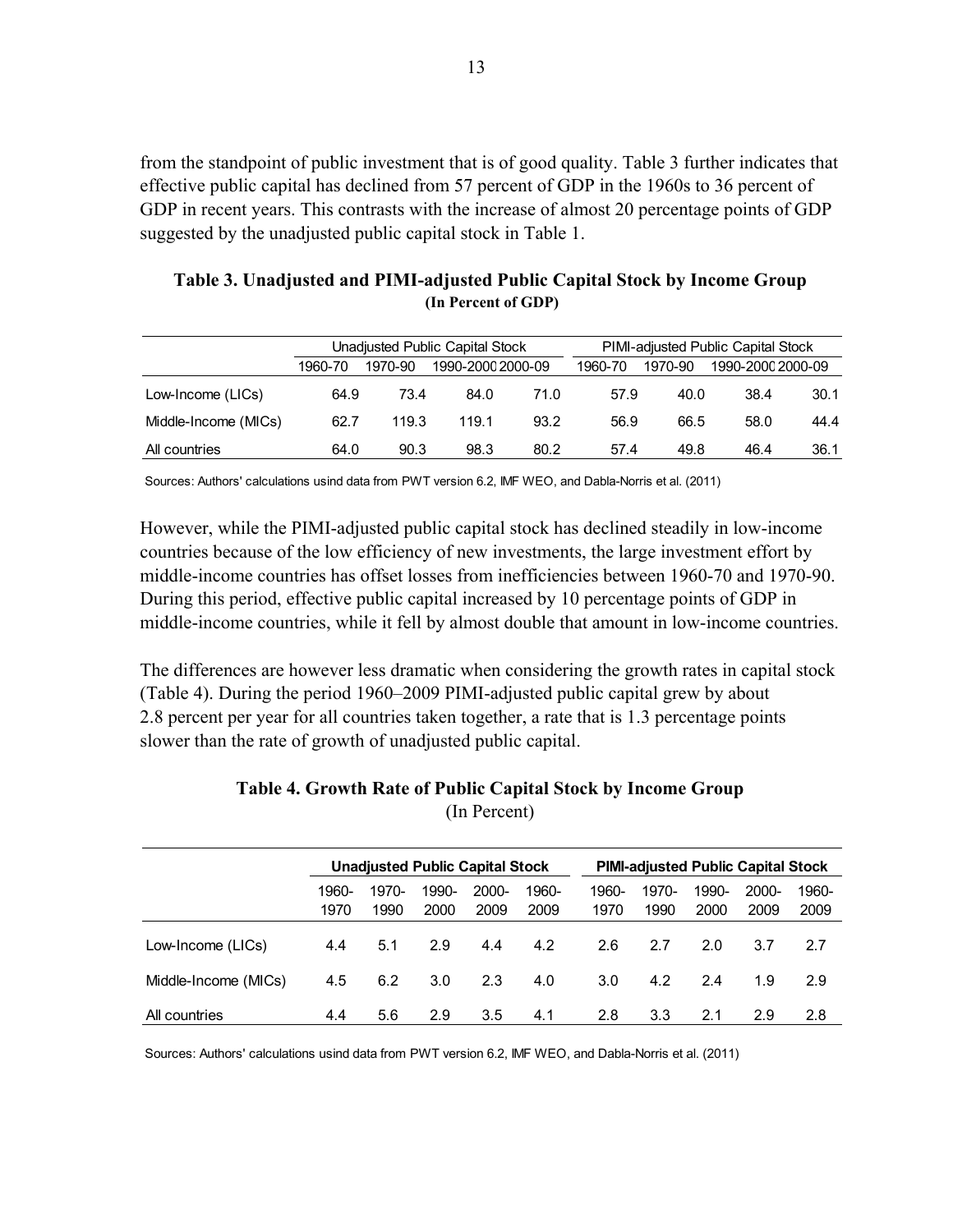from the standpoint of public investment that is of good quality. Table 3 further indicates that effective public capital has declined from 57 percent of GDP in the 1960s to 36 percent of GDP in recent years. This contrasts with the increase of almost 20 percentage points of GDP suggested by the unadjusted public capital stock in Table 1.

**Table 3. Unadjusted and PIMI-adjusted Public Capital Stock by Income Group**
**(In Percent of GDP)**

| | Unadjusted Public Capital Stock | | | | PIMI-adjusted Public Capital Stock | | | |
|---|---|---|---|---|---|---|---|---|
| | 1960-70 | 1970-90 | 1990-2000 | 2000-09 | 1960-70 | 1970-90 | 1990-2000 | 2000-09 |
| Low-Income (LICs) | 64.9 | 73.4 | 84.0 | 71.0 | 57.9 | 40.0 | 38.4 | 30.1 |
| Middle-Income (MICs) | 62.7 | 119.3 | 119.1 | 93.2 | 56.9 | 66.5 | 58.0 | 44.4 |
| All countries | 64.0 | 90.3 | 98.3 | 80.2 | 57.4 | 49.8 | 46.4 | 36.1 |

Sources: Authors' calculations usind data from PWT version 6.2, IMF WEO, and Dabla-Norris et al. (2011)

However, while the PIMI-adjusted public capital stock has declined steadily in low-income countries because of the low efficiency of new investments, the large investment effort by middle-income countries has offset losses from inefficiencies between 1960-70 and 1970-90. During this period, effective public capital increased by 10 percentage points of GDP in middle-income countries, while it fell by almost double that amount in low-income countries.

The differences are however less dramatic when considering the growth rates in capital stock (Table 4). During the period 1960–2009 PIMI-adjusted public capital grew by about 2.8 percent per year for all countries taken together, a rate that is 1.3 percentage points slower than the rate of growth of unadjusted public capital.

**Table 4. Growth Rate of Public Capital Stock by Income Group**
(In Percent)

| | **Unadjusted Public Capital Stock** | | | | | **PIMI-adjusted Public Capital Stock** | | | | |
|---|---|---|---|---|---|---|---|---|---|---|
| | 1960-1970 | 1970-1990 | 1990-2000 | 2000-2009 | 1960-2009 | 1960-1970 | 1970-1990 | 1990-2000 | 2000-2009 | 1960-2009 |
| Low-Income (LICs) | 4.4 | 5.1 | 2.9 | 4.4 | 4.2 | 2.6 | 2.7 | 2.0 | 3.7 | 2.7 |
| Middle-Income (MICs) | 4.5 | 6.2 | 3.0 | 2.3 | 4.0 | 3.0 | 4.2 | 2.4 | 1.9 | 2.9 |
| All countries | 4.4 | 5.6 | 2.9 | 3.5 | 4.1 | 2.8 | 3.3 | 2.1 | 2.9 | 2.8 |

Sources: Authors' calculations usind data from PWT version 6.2, IMF WEO, and Dabla-Norris et al. (2011)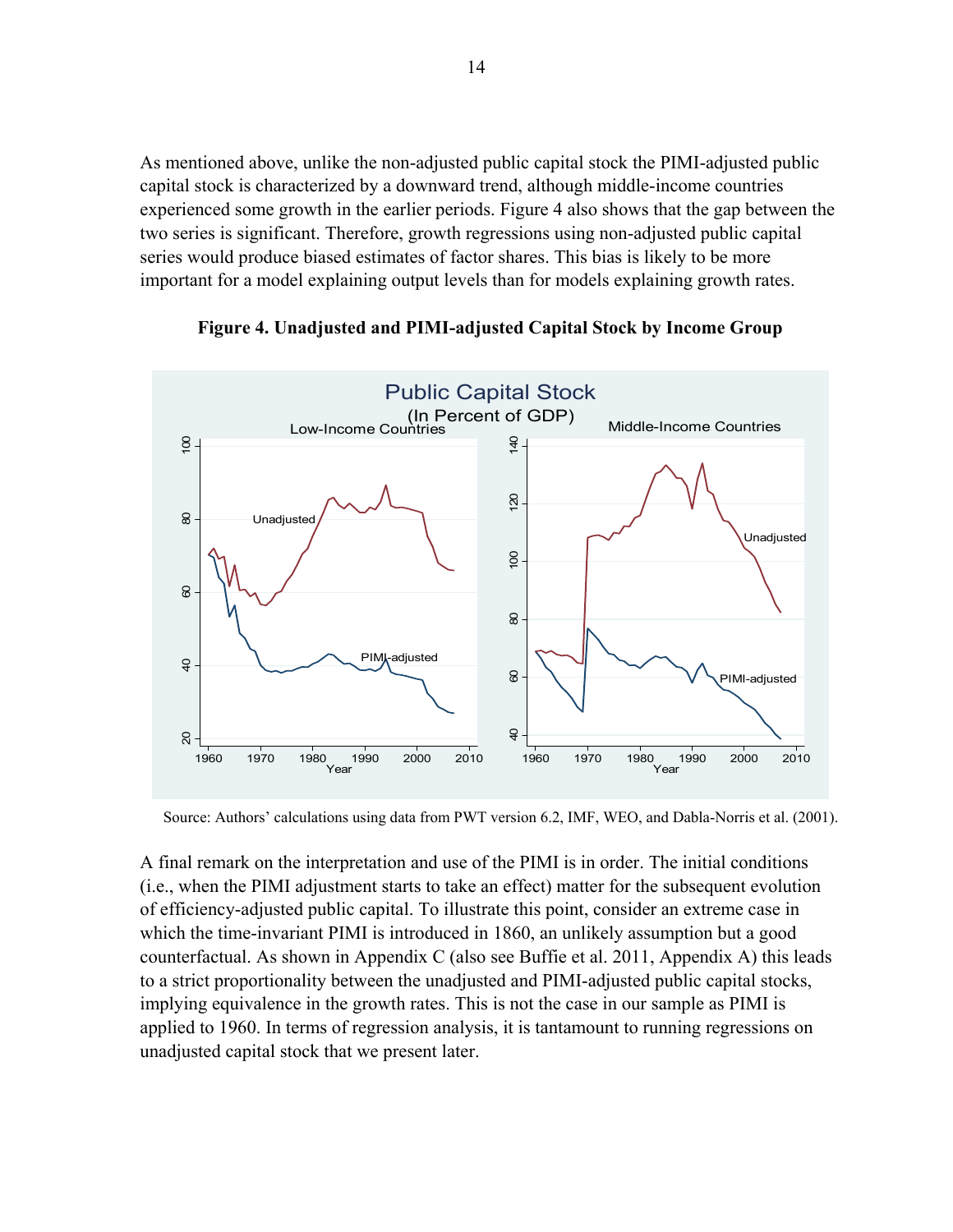As mentioned above, unlike the non-adjusted public capital stock the PIMI-adjusted public capital stock is characterized by a downward trend, although middle-income countries experienced some growth in the earlier periods. Figure 4 also shows that the gap between the two series is significant. Therefore, growth regressions using non-adjusted public capital series would produce biased estimates of factor shares. This bias is likely to be more important for a model explaining output levels than for models explaining growth rates.

**Figure 4. Unadjusted and PIMI-adjusted Capital Stock by Income Group**

Source: Authors' calculations using data from PWT version 6.2, IMF, WEO, and Dabla-Norris et al. (2001).

A final remark on the interpretation and use of the PIMI is in order. The initial conditions (i.e., when the PIMI adjustment starts to take an effect) matter for the subsequent evolution of efficiency-adjusted public capital. To illustrate this point, consider an extreme case in which the time-invariant PIMI is introduced in 1860, an unlikely assumption but a good counterfactual. As shown in Appendix C (also see Buffie et al. 2011, Appendix A) this leads to a strict proportionality between the unadjusted and PIMI-adjusted public capital stocks, implying equivalence in the growth rates. This is not the case in our sample as PIMI is applied to 1960. In terms of regression analysis, it is tantamount to running regressions on unadjusted capital stock that we present later.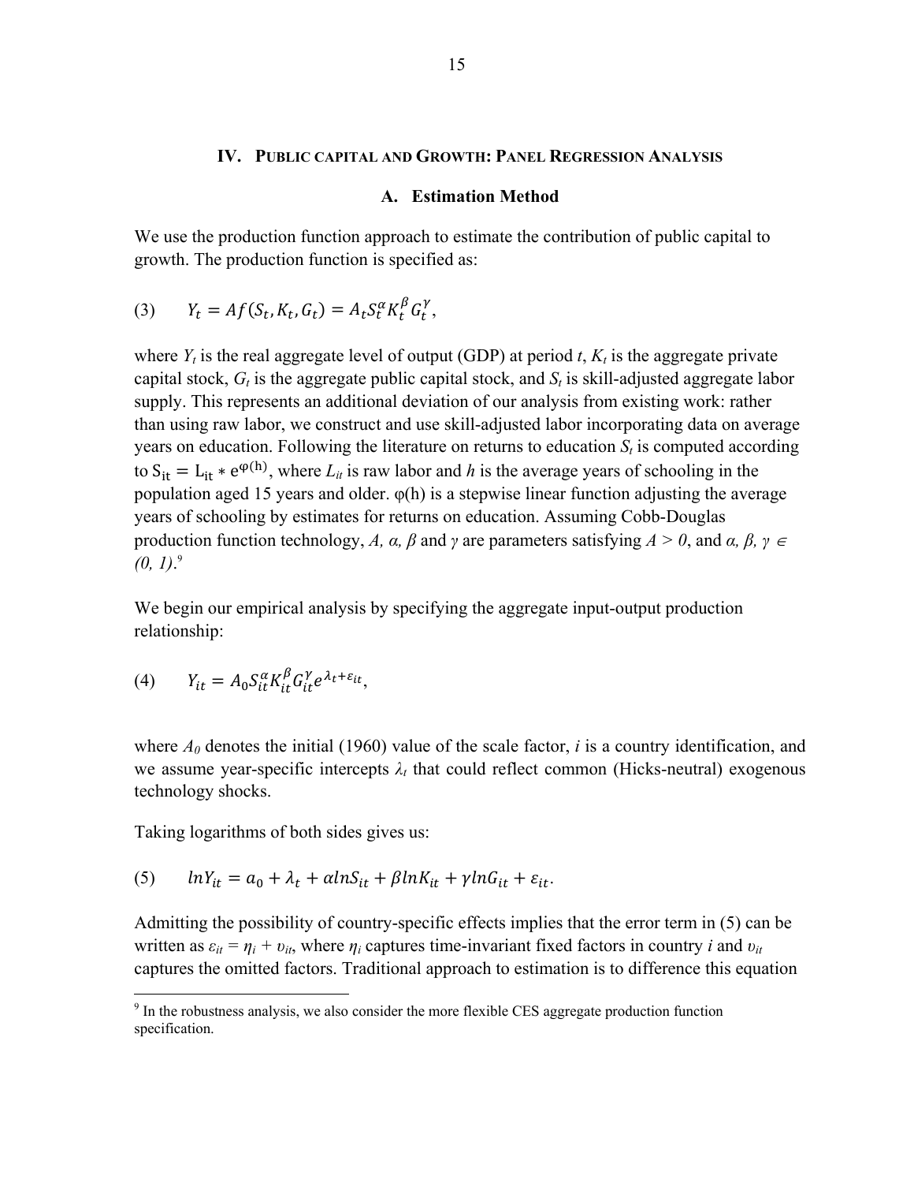# IV. Public Capital and Growth: Panel Regression Analysis

## A. Estimation Method

We use the production function approach to estimate the contribution of public capital to growth. The production function is specified as:

$$(3) \qquad Y_t = Af(S_t, K_t, G_t) = A_t S_t^{\alpha} K_t^{\beta} G_t^{\gamma},$$

where $Y_t$ is the real aggregate level of output (GDP) at period $t$, $K_t$ is the aggregate private capital stock, $G_t$ is the aggregate public capital stock, and $S_t$ is skill-adjusted aggregate labor supply. This represents an additional deviation of our analysis from existing work: rather than using raw labor, we construct and use skill-adjusted labor incorporating data on average years on education. Following the literature on returns to education $S_t$ is computed according to $S_{it} = L_{it} * e^{\varphi(h)}$, where $L_{it}$ is raw labor and $h$ is the average years of schooling in the population aged 15 years and older. $\varphi(h)$ is a stepwise linear function adjusting the average years of schooling by estimates for returns on education. Assuming Cobb-Douglas production function technology, $A$, $\alpha$, $\beta$ and $\gamma$ are parameters satisfying $A > 0$, and $\alpha, \beta, \gamma \in (0, 1)$.[9]

We begin our empirical analysis by specifying the aggregate input-output production relationship:

$$(4) \qquad Y_{it} = A_0 S_{it}^{\alpha} K_{it}^{\beta} G_{it}^{\gamma} e^{\lambda_t + \varepsilon_{it}},$$

where $A_0$ denotes the initial (1960) value of the scale factor, $i$ is a country identification, and we assume year-specific intercepts $\lambda_t$ that could reflect common (Hicks-neutral) exogenous technology shocks.

Taking logarithms of both sides gives us:

$$(5) \qquad lnY_{it} = a_0 + \lambda_t + \alpha lnS_{it} + \beta lnK_{it} + \gamma lnG_{it} + \varepsilon_{it}.$$

Admitting the possibility of country-specific effects implies that the error term in (5) can be written as $\varepsilon_{it} = \eta_i + \upsilon_{it}$, where $\eta_i$ captures time-invariant fixed factors in country $i$ and $\upsilon_{it}$ captures the omitted factors. Traditional approach to estimation is to difference this equation

[9] In the robustness analysis, we also consider the more flexible CES aggregate production function specification.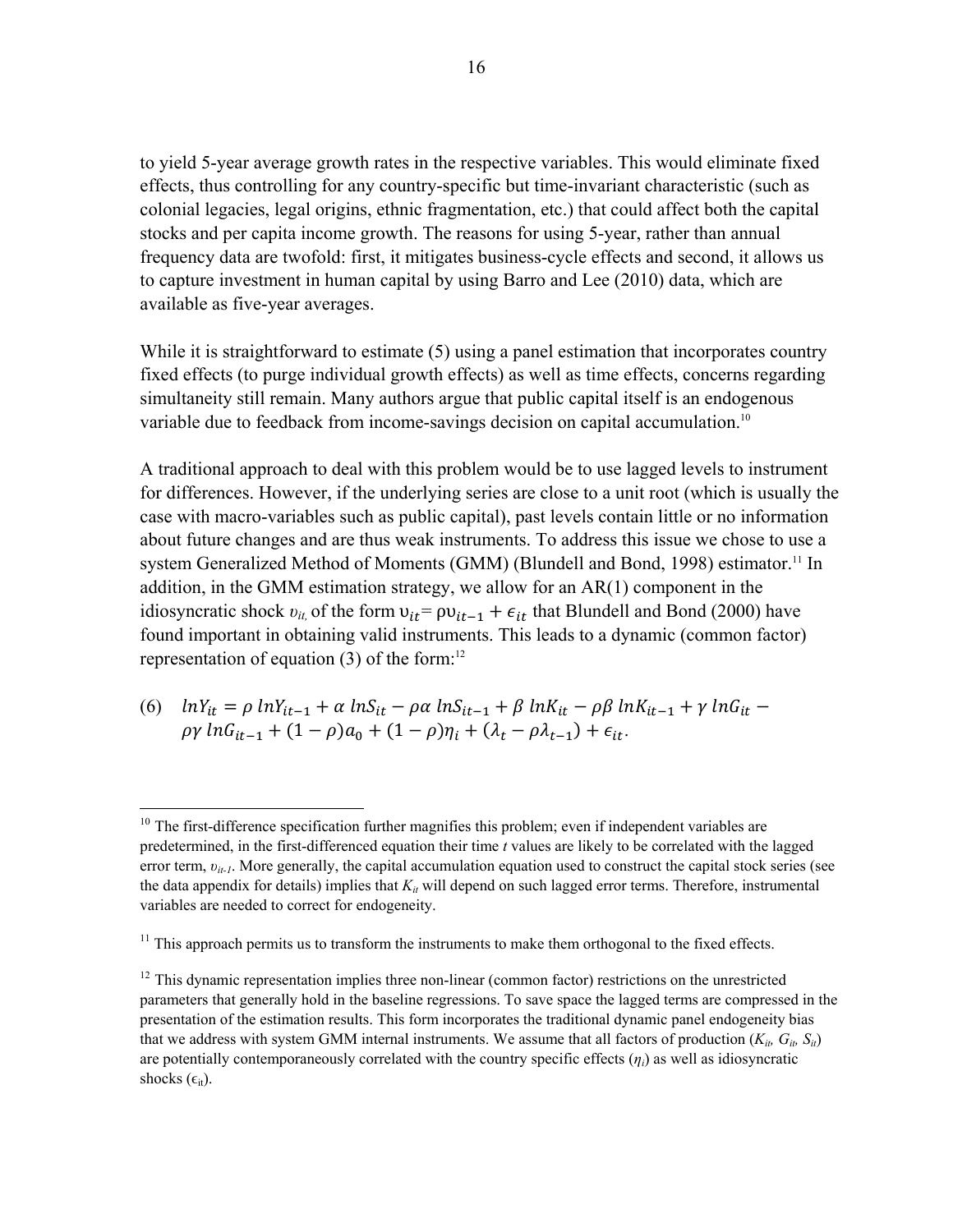to yield 5-year average growth rates in the respective variables. This would eliminate fixed effects, thus controlling for any country-specific but time-invariant characteristic (such as colonial legacies, legal origins, ethnic fragmentation, etc.) that could affect both the capital stocks and per capita income growth. The reasons for using 5-year, rather than annual frequency data are twofold: first, it mitigates business-cycle effects and second, it allows us to capture investment in human capital by using Barro and Lee (2010) data, which are available as five-year averages.

While it is straightforward to estimate (5) using a panel estimation that incorporates country fixed effects (to purge individual growth effects) as well as time effects, concerns regarding simultaneity still remain. Many authors argue that public capital itself is an endogenous variable due to feedback from income-savings decision on capital accumulation.[10]

A traditional approach to deal with this problem would be to use lagged levels to instrument for differences. However, if the underlying series are close to a unit root (which is usually the case with macro-variables such as public capital), past levels contain little or no information about future changes and are thus weak instruments. To address this issue we chose to use a system Generalized Method of Moments (GMM) (Blundell and Bond, 1998) estimator.[11] In addition, in the GMM estimation strategy, we allow for an AR(1) component in the idiosyncratic shock $\upsilon_{it,}$ of the form $\upsilon_{it} = \rho\upsilon_{it-1} + \epsilon_{it}$ that Blundell and Bond (2000) have found important in obtaining valid instruments. This leads to a dynamic (common factor) representation of equation (3) of the form:[12]

$$(6) \quad lnY_{it} = \rho\, lnY_{it-1} + \alpha\, lnS_{it} - \rho\alpha\, lnS_{it-1} + \beta\, lnK_{it} - \rho\beta\, lnK_{it-1} + \gamma\, lnG_{it} - \rho\gamma\, lnG_{it-1} + (1-\rho)a_0 + (1-\rho)\eta_i + (\lambda_t - \rho\lambda_{t-1}) + \epsilon_{it}.$$

---

[10] The first-difference specification further magnifies this problem; even if independent variables are predetermined, in the first-differenced equation their time *t* values are likely to be correlated with the lagged error term, $\upsilon_{it-1}$. More generally, the capital accumulation equation used to construct the capital stock series (see the data appendix for details) implies that $K_{it}$ will depend on such lagged error terms. Therefore, instrumental variables are needed to correct for endogeneity.

[11] This approach permits us to transform the instruments to make them orthogonal to the fixed effects.

[12] This dynamic representation implies three non-linear (common factor) restrictions on the unrestricted parameters that generally hold in the baseline regressions. To save space the lagged terms are compressed in the presentation of the estimation results. This form incorporates the traditional dynamic panel endogeneity bias that we address with system GMM internal instruments. We assume that all factors of production ($K_{it}$, $G_{it}$, $S_{it}$) are potentially contemporaneously correlated with the country specific effects ($\eta_i$) as well as idiosyncratic shocks ($\epsilon_{it}$).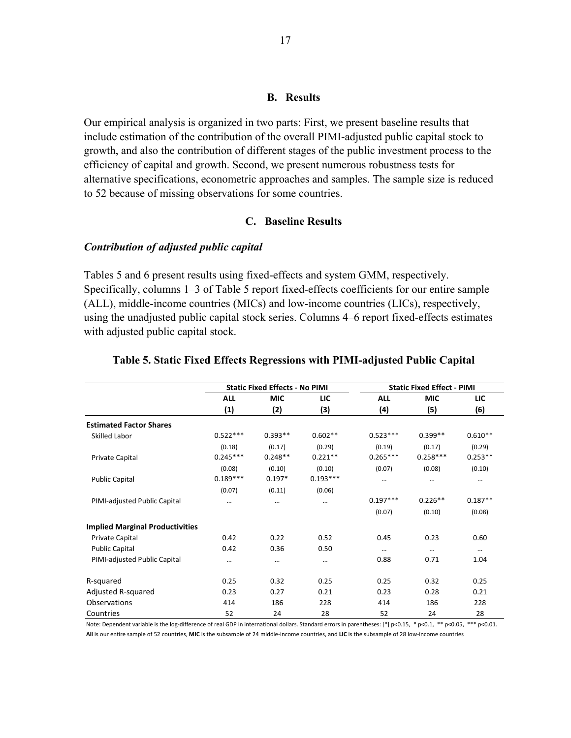### B. Results

Our empirical analysis is organized in two parts: First, we present baseline results that include estimation of the contribution of the overall PIMI-adjusted public capital stock to growth, and also the contribution of different stages of the public investment process to the efficiency of capital and growth. Second, we present numerous robustness tests for alternative specifications, econometric approaches and samples. The sample size is reduced to 52 because of missing observations for some countries.

### C. Baseline Results

***Contribution of adjusted public capital***

Tables 5 and 6 present results using fixed-effects and system GMM, respectively. Specifically, columns 1–3 of Table 5 report fixed-effects coefficients for our entire sample (ALL), middle-income countries (MICs) and low-income countries (LICs), respectively, using the unadjusted public capital stock series. Columns 4–6 report fixed-effects estimates with adjusted public capital stock.

**Table 5. Static Fixed Effects Regressions with PIMI-adjusted Public Capital**

| | Static Fixed Effects - No PIMI | | | Static Fixed Effect - PIMI | | |
|---|---|---|---|---|---|---|
| | **ALL** | **MIC** | **LIC** | **ALL** | **MIC** | **LIC** |
| | **(1)** | **(2)** | **(3)** | **(4)** | **(5)** | **(6)** |
| **Estimated Factor Shares** | | | | | | |
| Skilled Labor | 0.522*** | 0.393** | 0.602** | 0.523*** | 0.399** | 0.610** |
| | (0.18) | (0.17) | (0.29) | (0.19) | (0.17) | (0.29) |
| Private Capital | 0.245*** | 0.248** | 0.221** | 0.265*** | 0.258*** | 0.253** |
| | (0.08) | (0.10) | (0.10) | (0.07) | (0.08) | (0.10) |
| Public Capital | 0.189*** | 0.197* | 0.193*** | … | … | … |
| | (0.07) | (0.11) | (0.06) | | | |
| PIMI-adjusted Public Capital | … | … | … | 0.197*** | 0.226** | 0.187** |
| | | | | (0.07) | (0.10) | (0.08) |
| **Implied Marginal Productivities** | | | | | | |
| Private Capital | 0.42 | 0.22 | 0.52 | 0.45 | 0.23 | 0.60 |
| Public Capital | 0.42 | 0.36 | 0.50 | … | … | … |
| PIMI-adjusted Public Capital | … | … | … | 0.88 | 0.71 | 1.04 |
| R-squared | 0.25 | 0.32 | 0.25 | 0.25 | 0.32 | 0.25 |
| Adjusted R-squared | 0.23 | 0.27 | 0.21 | 0.23 | 0.28 | 0.21 |
| Observations | 414 | 186 | 228 | 414 | 186 | 228 |
| Countries | 52 | 24 | 28 | 52 | 24 | 28 |

Note: Dependent variable is the log-difference of real GDP in international dollars. Standard errors in parentheses: [*] p<0.15, * p<0.1, ** p<0.05, *** p<0.01.
**All** is our entire sample of 52 countries, **MIC** is the subsample of 24 middle-income countries, and **LIC** is the subsample of 28 low-income countries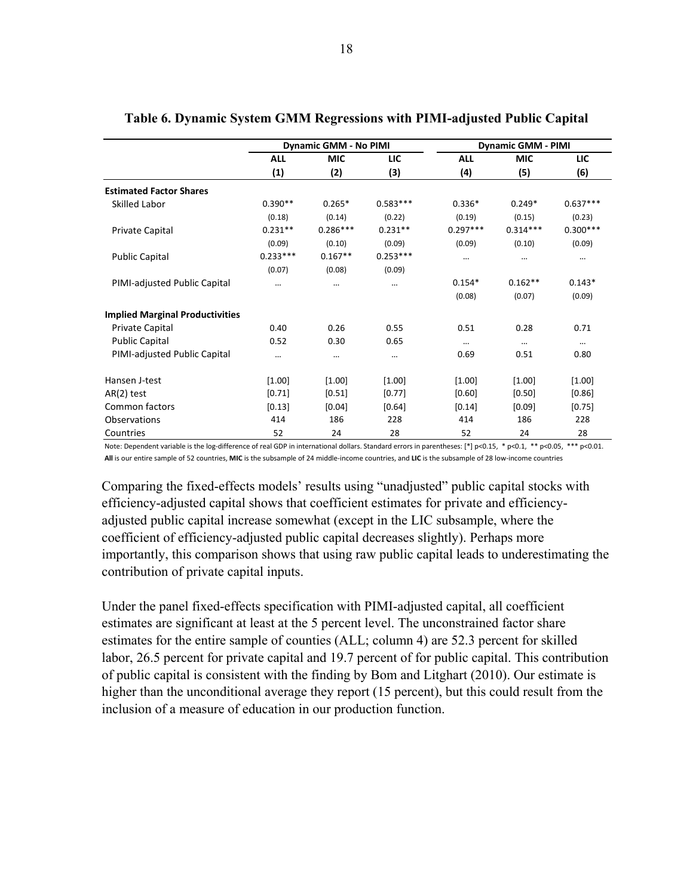**Table 6. Dynamic System GMM Regressions with PIMI-adjusted Public Capital**

| | Dynamic GMM - No PIMI | | | Dynamic GMM - PIMI | | |
|---|---|---|---|---|---|---|
| | **ALL** | **MIC** | **LIC** | **ALL** | **MIC** | **LIC** |
| | **(1)** | **(2)** | **(3)** | **(4)** | **(5)** | **(6)** |
| **Estimated Factor Shares** | | | | | | |
| Skilled Labor | 0.390** | 0.265* | 0.583*** | 0.336* | 0.249* | 0.637*** |
| | (0.18) | (0.14) | (0.22) | (0.19) | (0.15) | (0.23) |
| Private Capital | 0.231** | 0.286*** | 0.231** | 0.297*** | 0.314*** | 0.300*** |
| | (0.09) | (0.10) | (0.09) | (0.09) | (0.10) | (0.09) |
| Public Capital | 0.233*** | 0.167** | 0.253*** | ... | ... | ... |
| | (0.07) | (0.08) | (0.09) | | | |
| PIMI-adjusted Public Capital | ... | ... | ... | 0.154* | 0.162** | 0.143* |
| | | | | (0.08) | (0.07) | (0.09) |
| **Implied Marginal Productivities** | | | | | | |
| Private Capital | 0.40 | 0.26 | 0.55 | 0.51 | 0.28 | 0.71 |
| Public Capital | 0.52 | 0.30 | 0.65 | ... | ... | ... |
| PIMI-adjusted Public Capital | ... | ... | ... | 0.69 | 0.51 | 0.80 |
| Hansen J-test | [1.00] | [1.00] | [1.00] | [1.00] | [1.00] | [1.00] |
| AR(2) test | [0.71] | [0.51] | [0.77] | [0.60] | [0.50] | [0.86] |
| Common factors | [0.13] | [0.04] | [0.64] | [0.14] | [0.09] | [0.75] |
| Observations | 414 | 186 | 228 | 414 | 186 | 228 |
| Countries | 52 | 24 | 28 | 52 | 24 | 28 |

Note: Dependent variable is the log-difference of real GDP in international dollars. Standard errors in parentheses: [*] p<0.15, * p<0.1, ** p<0.05, *** p<0.01.
**All** is our entire sample of 52 countries, **MIC** is the subsample of 24 middle-income countries, and **LIC** is the subsample of 28 low-income countries

Comparing the fixed-effects models' results using "unadjusted" public capital stocks with efficiency-adjusted capital shows that coefficient estimates for private and efficiency-adjusted public capital increase somewhat (except in the LIC subsample, where the coefficient of efficiency-adjusted public capital decreases slightly). Perhaps more importantly, this comparison shows that using raw public capital leads to underestimating the contribution of private capital inputs.

Under the panel fixed-effects specification with PIMI-adjusted capital, all coefficient estimates are significant at least at the 5 percent level. The unconstrained factor share estimates for the entire sample of counties (ALL; column 4) are 52.3 percent for skilled labor, 26.5 percent for private capital and 19.7 percent of for public capital. This contribution of public capital is consistent with the finding by Bom and Litghart (2010). Our estimate is higher than the unconditional average they report (15 percent), but this could result from the inclusion of a measure of education in our production function.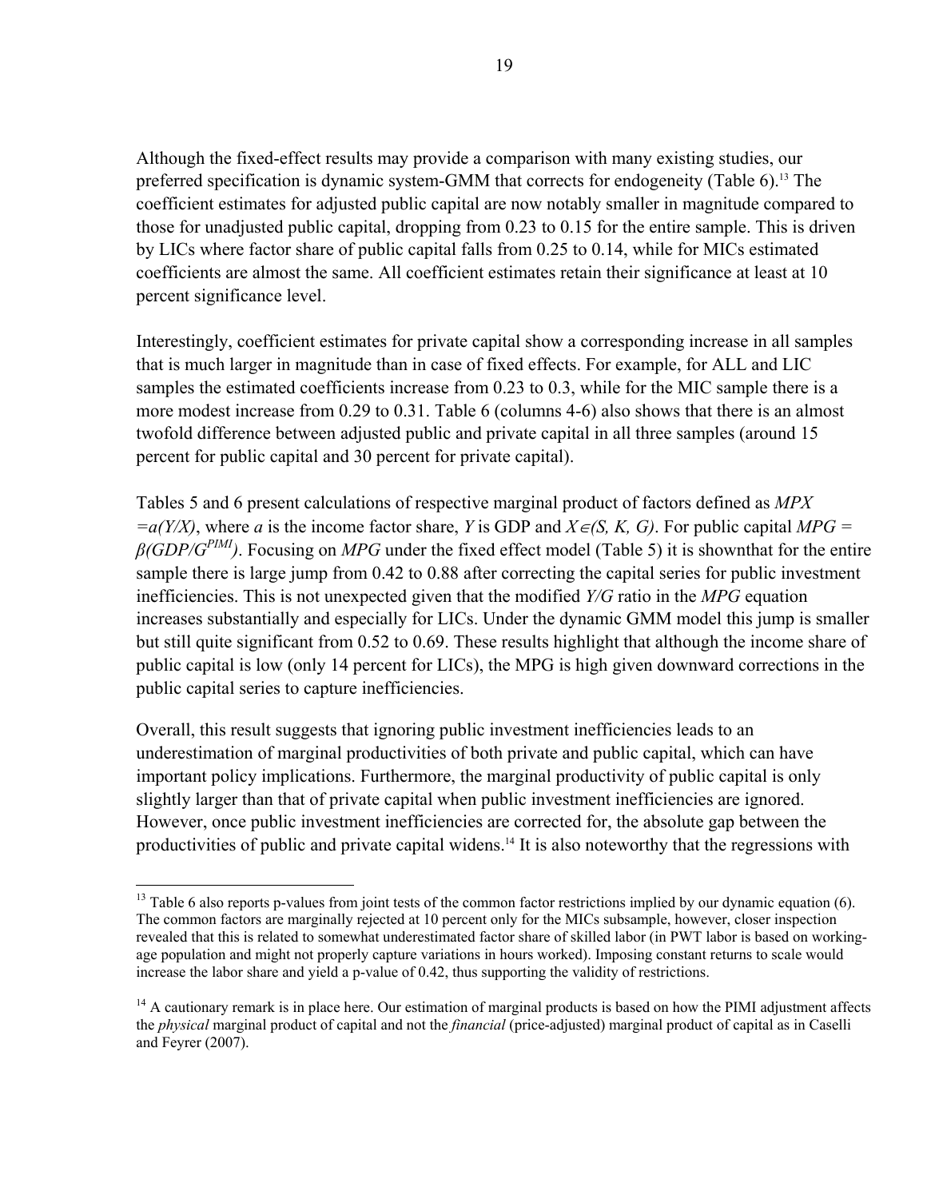Although the fixed-effect results may provide a comparison with many existing studies, our preferred specification is dynamic system-GMM that corrects for endogeneity (Table 6).[13] The coefficient estimates for adjusted public capital are now notably smaller in magnitude compared to those for unadjusted public capital, dropping from 0.23 to 0.15 for the entire sample. This is driven by LICs where factor share of public capital falls from 0.25 to 0.14, while for MICs estimated coefficients are almost the same. All coefficient estimates retain their significance at least at 10 percent significance level.

Interestingly, coefficient estimates for private capital show a corresponding increase in all samples that is much larger in magnitude than in case of fixed effects. For example, for ALL and LIC samples the estimated coefficients increase from 0.23 to 0.3, while for the MIC sample there is a more modest increase from 0.29 to 0.31. Table 6 (columns 4-6) also shows that there is an almost twofold difference between adjusted public and private capital in all three samples (around 15 percent for public capital and 30 percent for private capital).

Tables 5 and 6 present calculations of respective marginal product of factors defined as $MPX = a(Y/X)$, where $a$ is the income factor share, $Y$ is GDP and $X \in (S, K, G)$. For public capital $MPG = \beta(GDP/G^{PIMI})$. Focusing on *MPG* under the fixed effect model (Table 5) it is shownthat for the entire sample there is large jump from 0.42 to 0.88 after correcting the capital series for public investment inefficiencies. This is not unexpected given that the modified $Y/G$ ratio in the *MPG* equation increases substantially and especially for LICs. Under the dynamic GMM model this jump is smaller but still quite significant from 0.52 to 0.69. These results highlight that although the income share of public capital is low (only 14 percent for LICs), the MPG is high given downward corrections in the public capital series to capture inefficiencies.

Overall, this result suggests that ignoring public investment inefficiencies leads to an underestimation of marginal productivities of both private and public capital, which can have important policy implications. Furthermore, the marginal productivity of public capital is only slightly larger than that of private capital when public investment inefficiencies are ignored. However, once public investment inefficiencies are corrected for, the absolute gap between the productivities of public and private capital widens.[14] It is also noteworthy that the regressions with

---

[13] Table 6 also reports p-values from joint tests of the common factor restrictions implied by our dynamic equation (6). The common factors are marginally rejected at 10 percent only for the MICs subsample, however, closer inspection revealed that this is related to somewhat underestimated factor share of skilled labor (in PWT labor is based on working-age population and might not properly capture variations in hours worked). Imposing constant returns to scale would increase the labor share and yield a p-value of 0.42, thus supporting the validity of restrictions.

[14] A cautionary remark is in place here. Our estimation of marginal products is based on how the PIMI adjustment affects the *physical* marginal product of capital and not the *financial* (price-adjusted) marginal product of capital as in Caselli and Feyrer (2007).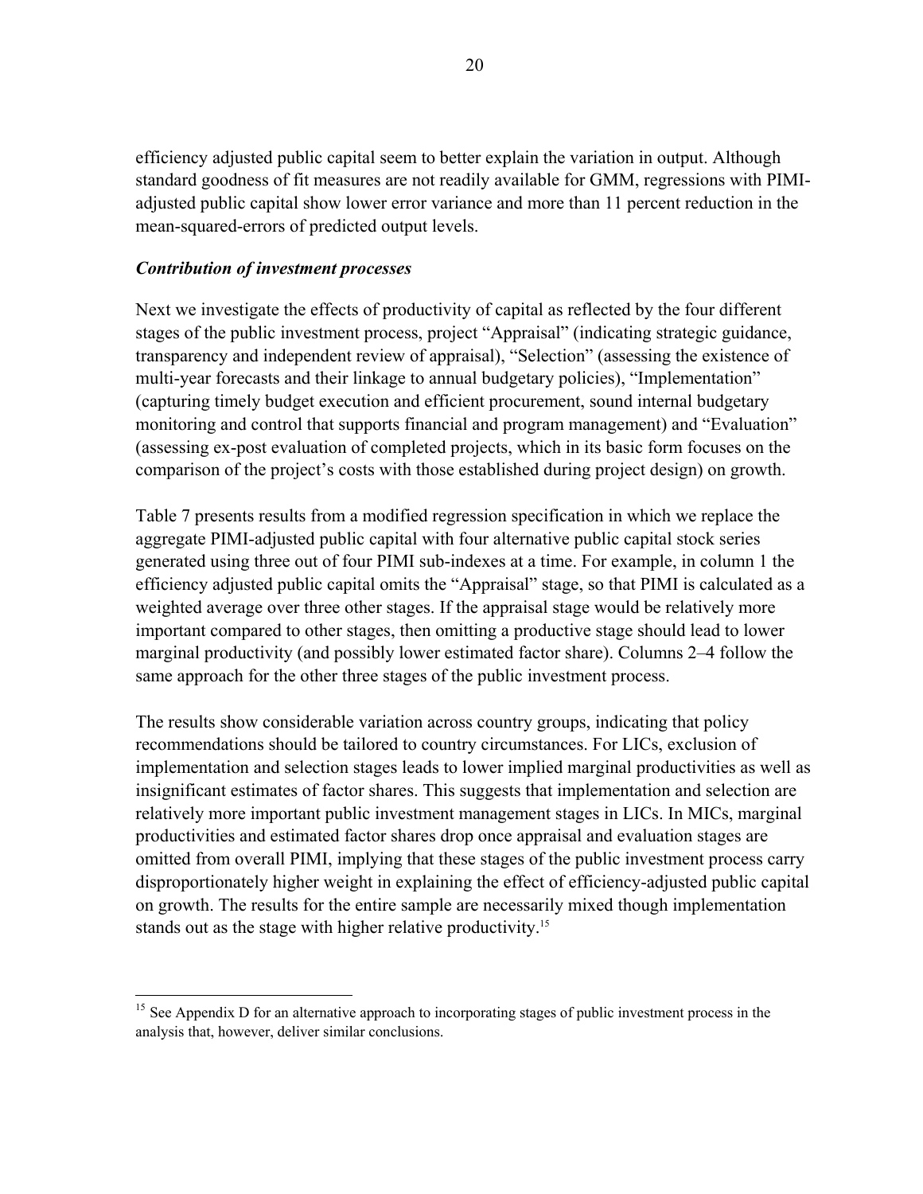efficiency adjusted public capital seem to better explain the variation in output. Although standard goodness of fit measures are not readily available for GMM, regressions with PIMI-adjusted public capital show lower error variance and more than 11 percent reduction in the mean-squared-errors of predicted output levels.

### *Contribution of investment processes*

Next we investigate the effects of productivity of capital as reflected by the four different stages of the public investment process, project "Appraisal" (indicating strategic guidance, transparency and independent review of appraisal), "Selection" (assessing the existence of multi-year forecasts and their linkage to annual budgetary policies), "Implementation" (capturing timely budget execution and efficient procurement, sound internal budgetary monitoring and control that supports financial and program management) and "Evaluation" (assessing ex-post evaluation of completed projects, which in its basic form focuses on the comparison of the project's costs with those established during project design) on growth.

Table 7 presents results from a modified regression specification in which we replace the aggregate PIMI-adjusted public capital with four alternative public capital stock series generated using three out of four PIMI sub-indexes at a time. For example, in column 1 the efficiency adjusted public capital omits the "Appraisal" stage, so that PIMI is calculated as a weighted average over three other stages. If the appraisal stage would be relatively more important compared to other stages, then omitting a productive stage should lead to lower marginal productivity (and possibly lower estimated factor share). Columns 2–4 follow the same approach for the other three stages of the public investment process.

The results show considerable variation across country groups, indicating that policy recommendations should be tailored to country circumstances. For LICs, exclusion of implementation and selection stages leads to lower implied marginal productivities as well as insignificant estimates of factor shares. This suggests that implementation and selection are relatively more important public investment management stages in LICs. In MICs, marginal productivities and estimated factor shares drop once appraisal and evaluation stages are omitted from overall PIMI, implying that these stages of the public investment process carry disproportionately higher weight in explaining the effect of efficiency-adjusted public capital on growth. The results for the entire sample are necessarily mixed though implementation stands out as the stage with higher relative productivity.[15]

[15] See Appendix D for an alternative approach to incorporating stages of public investment process in the analysis that, however, deliver similar conclusions.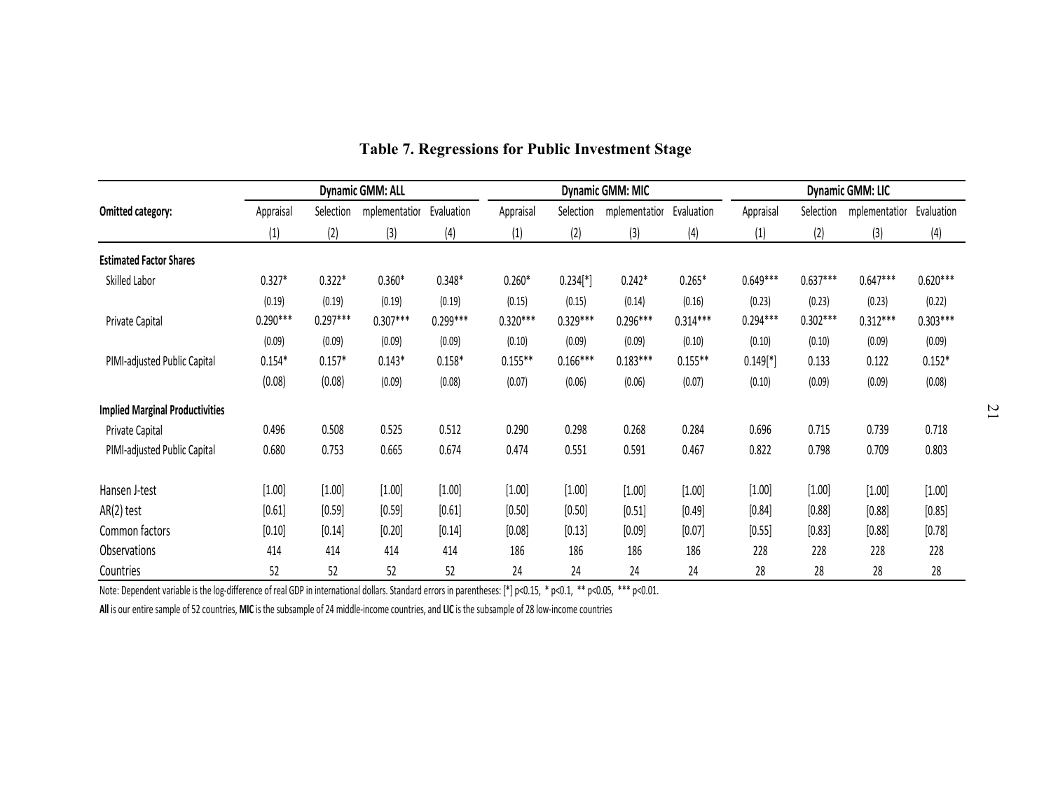**Table 7. Regressions for Public Investment Stage**

| | Dynamic GMM: ALL | | | | Dynamic GMM: MIC | | | | Dynamic GMM: LIC | | | |
|---|---|---|---|---|---|---|---|---|---|---|---|---|
| **Omitted category:** | Appraisal | Selection | mplementation | Evaluation | Appraisal | Selection | mplementation | Evaluation | Appraisal | Selection | mplementation | Evaluation |
| | (1) | (2) | (3) | (4) | (1) | (2) | (3) | (4) | (1) | (2) | (3) | (4) |
| **Estimated Factor Shares** | | | | | | | | | | | | |
| Skilled Labor | 0.327* | 0.322* | 0.360* | 0.348* | 0.260* | 0.234[*] | 0.242* | 0.265* | 0.649*** | 0.637*** | 0.647*** | 0.620*** |
| | (0.19) | (0.19) | (0.19) | (0.19) | (0.15) | (0.15) | (0.14) | (0.16) | (0.23) | (0.23) | (0.23) | (0.22) |
| Private Capital | 0.290*** | 0.297*** | 0.307*** | 0.299*** | 0.320*** | 0.329*** | 0.296*** | 0.314*** | 0.294*** | 0.302*** | 0.312*** | 0.303*** |
| | (0.09) | (0.09) | (0.09) | (0.09) | (0.10) | (0.09) | (0.09) | (0.10) | (0.10) | (0.10) | (0.09) | (0.09) |
| PIMI-adjusted Public Capital | 0.154* | 0.157* | 0.143* | 0.158* | 0.155** | 0.166*** | 0.183*** | 0.155** | 0.149[*] | 0.133 | 0.122 | 0.152* |
| | (0.08) | (0.08) | (0.09) | (0.08) | (0.07) | (0.06) | (0.06) | (0.07) | (0.10) | (0.09) | (0.09) | (0.08) |
| **Implied Marginal Productivities** | | | | | | | | | | | | |
| Private Capital | 0.496 | 0.508 | 0.525 | 0.512 | 0.290 | 0.298 | 0.268 | 0.284 | 0.696 | 0.715 | 0.739 | 0.718 |
| PIMI-adjusted Public Capital | 0.680 | 0.753 | 0.665 | 0.674 | 0.474 | 0.551 | 0.591 | 0.467 | 0.822 | 0.798 | 0.709 | 0.803 |
| Hansen J-test | [1.00] | [1.00] | [1.00] | [1.00] | [1.00] | [1.00] | [1.00] | [1.00] | [1.00] | [1.00] | [1.00] | [1.00] |
| AR(2) test | [0.61] | [0.59] | [0.59] | [0.61] | [0.50] | [0.50] | [0.51] | [0.49] | [0.84] | [0.88] | [0.88] | [0.85] |
| Common factors | [0.10] | [0.14] | [0.20] | [0.14] | [0.08] | [0.13] | [0.09] | [0.07] | [0.55] | [0.83] | [0.88] | [0.78] |
| Observations | 414 | 414 | 414 | 414 | 186 | 186 | 186 | 186 | 228 | 228 | 228 | 228 |
| Countries | 52 | 52 | 52 | 52 | 24 | 24 | 24 | 24 | 28 | 28 | 28 | 28 |

Note: Dependent variable is the log-difference of real GDP in international dollars. Standard errors in parentheses: [*] p<0.15, * p<0.1, ** p<0.05, *** p<0.01.

**All** is our entire sample of 52 countries, **MIC** is the subsample of 24 middle-income countries, and **LIC** is the subsample of 28 low-income countries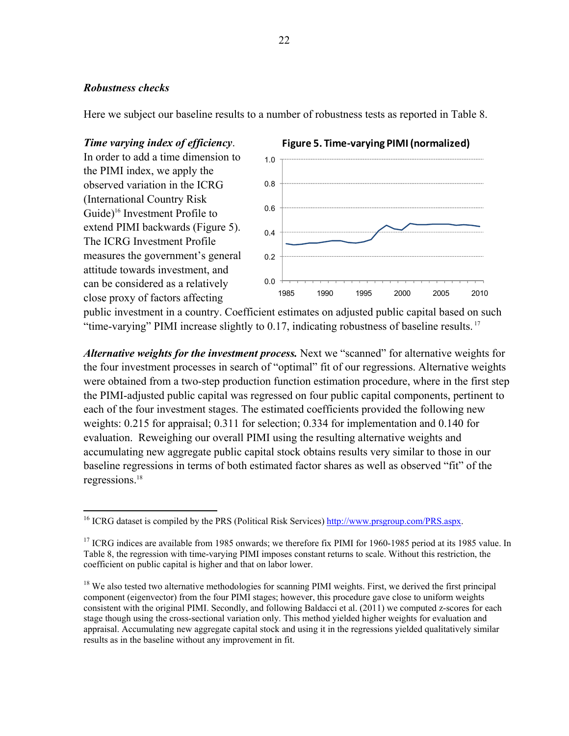### *Robustness checks*

Here we subject our baseline results to a number of robustness tests as reported in Table 8.

***Time varying index of efficiency***. In order to add a time dimension to the PIMI index, we apply the observed variation in the ICRG (International Country Risk Guide)[16] Investment Profile to extend PIMI backwards (Figure 5). The ICRG Investment Profile measures the government's general attitude towards investment, and can be considered as a relatively close proxy of factors affecting public investment in a country. Coefficient estimates on adjusted public capital based on such "time-varying" PIMI increase slightly to 0.17, indicating robustness of baseline results.[17]

**Figure 5. Time-varying PIMI (normalized)**

***Alternative weights for the investment process.*** Next we "scanned" for alternative weights for the four investment processes in search of "optimal" fit of our regressions. Alternative weights were obtained from a two-step production function estimation procedure, where in the first step the PIMI-adjusted public capital was regressed on four public capital components, pertinent to each of the four investment stages. The estimated coefficients provided the following new weights: 0.215 for appraisal; 0.311 for selection; 0.334 for implementation and 0.140 for evaluation. Reweighing our overall PIMI using the resulting alternative weights and accumulating new aggregate public capital stock obtains results very similar to those in our baseline regressions in terms of both estimated factor shares as well as observed "fit" of the regressions.[18]

---

[16] ICRG dataset is compiled by the PRS (Political Risk Services) http://www.prsgroup.com/PRS.aspx.

[17] ICRG indices are available from 1985 onwards; we therefore fix PIMI for 1960-1985 period at its 1985 value. In Table 8, the regression with time-varying PIMI imposes constant returns to scale. Without this restriction, the coefficient on public capital is higher and that on labor lower.

[18] We also tested two alternative methodologies for scanning PIMI weights. First, we derived the first principal component (eigenvector) from the four PIMI stages; however, this procedure gave close to uniform weights consistent with the original PIMI. Secondly, and following Baldacci et al. (2011) we computed z-scores for each stage though using the cross-sectional variation only. This method yielded higher weights for evaluation and appraisal. Accumulating new aggregate capital stock and using it in the regressions yielded qualitatively similar results as in the baseline without any improvement in fit.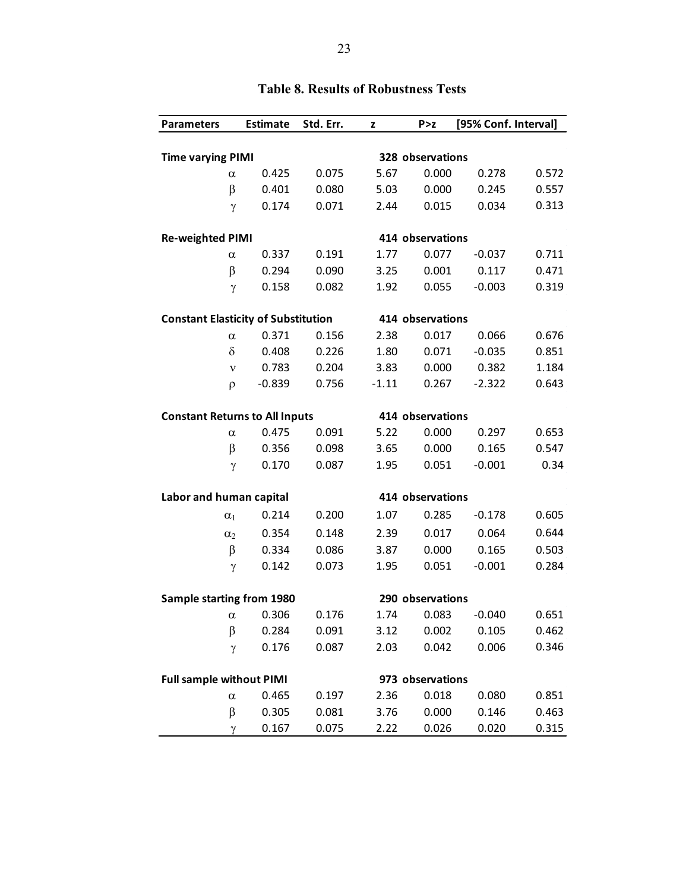**Table 8. Results of Robustness Tests**

| Parameters | Estimate | Std. Err. | z | P>z | [95% Conf. Interval] | |
|---|---|---|---|---|---|---|
| **Time varying PIMI** | | | 328 observations | | | |
| $\alpha$ | 0.425 | 0.075 | 5.67 | 0.000 | 0.278 | 0.572 |
| $\beta$ | 0.401 | 0.080 | 5.03 | 0.000 | 0.245 | 0.557 |
| $\gamma$ | 0.174 | 0.071 | 2.44 | 0.015 | 0.034 | 0.313 |
| **Re-weighted PIMI** | | | 414 observations | | | |
| $\alpha$ | 0.337 | 0.191 | 1.77 | 0.077 | -0.037 | 0.711 |
| $\beta$ | 0.294 | 0.090 | 3.25 | 0.001 | 0.117 | 0.471 |
| $\gamma$ | 0.158 | 0.082 | 1.92 | 0.055 | -0.003 | 0.319 |
| **Constant Elasticity of Substitution** | | | 414 observations | | | |
| $\alpha$ | 0.371 | 0.156 | 2.38 | 0.017 | 0.066 | 0.676 |
| $\delta$ | 0.408 | 0.226 | 1.80 | 0.071 | -0.035 | 0.851 |
| $\nu$ | 0.783 | 0.204 | 3.83 | 0.000 | 0.382 | 1.184 |
| $\rho$ | -0.839 | 0.756 | -1.11 | 0.267 | -2.322 | 0.643 |
| **Constant Returns to All Inputs** | | | 414 observations | | | |
| $\alpha$ | 0.475 | 0.091 | 5.22 | 0.000 | 0.297 | 0.653 |
| $\beta$ | 0.356 | 0.098 | 3.65 | 0.000 | 0.165 | 0.547 |
| $\gamma$ | 0.170 | 0.087 | 1.95 | 0.051 | -0.001 | 0.34 |
| **Labor and human capital** | | | 414 observations | | | |
| $\alpha_1$ | 0.214 | 0.200 | 1.07 | 0.285 | -0.178 | 0.605 |
| $\alpha_2$ | 0.354 | 0.148 | 2.39 | 0.017 | 0.064 | 0.644 |
| $\beta$ | 0.334 | 0.086 | 3.87 | 0.000 | 0.165 | 0.503 |
| $\gamma$ | 0.142 | 0.073 | 1.95 | 0.051 | -0.001 | 0.284 |
| **Sample starting from 1980** | | | 290 observations | | | |
| $\alpha$ | 0.306 | 0.176 | 1.74 | 0.083 | -0.040 | 0.651 |
| $\beta$ | 0.284 | 0.091 | 3.12 | 0.002 | 0.105 | 0.462 |
| $\gamma$ | 0.176 | 0.087 | 2.03 | 0.042 | 0.006 | 0.346 |
| **Full sample without PIMI** | | | 973 observations | | | |
| $\alpha$ | 0.465 | 0.197 | 2.36 | 0.018 | 0.080 | 0.851 |
| $\beta$ | 0.305 | 0.081 | 3.76 | 0.000 | 0.146 | 0.463 |
| $\gamma$ | 0.167 | 0.075 | 2.22 | 0.026 | 0.020 | 0.315 |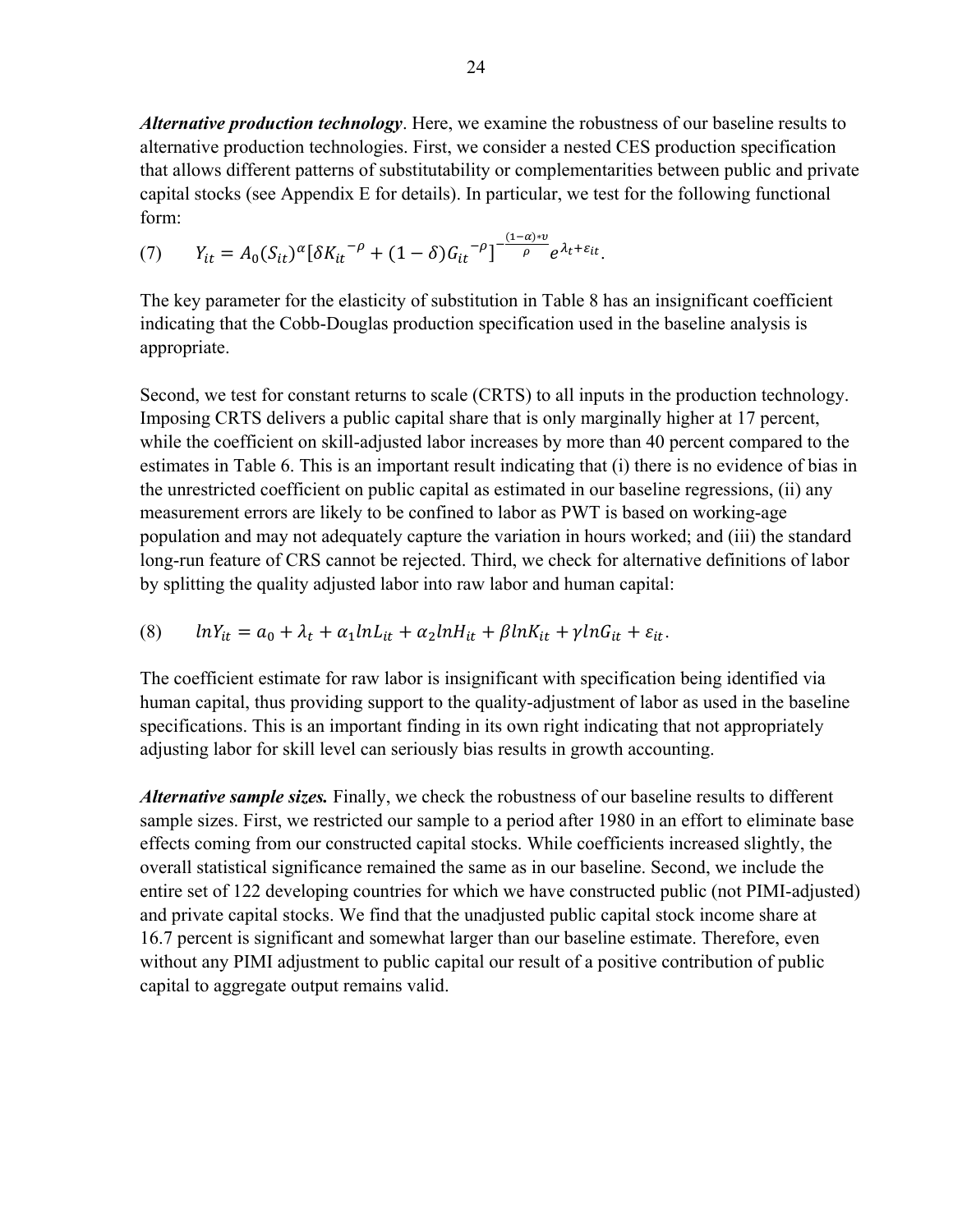***Alternative production technology***. Here, we examine the robustness of our baseline results to alternative production technologies. First, we consider a nested CES production specification that allows different patterns of substitutability or complementarities between public and private capital stocks (see Appendix E for details). In particular, we test for the following functional form:

$$(7) \qquad Y_{it} = A_0 (S_{it})^{\alpha} [\delta K_{it}{}^{-\rho} + (1-\delta) G_{it}{}^{-\rho}]^{-\frac{(1-\alpha)*\upsilon}{\rho}} e^{\lambda_t + \varepsilon_{it}}.$$

The key parameter for the elasticity of substitution in Table 8 has an insignificant coefficient indicating that the Cobb-Douglas production specification used in the baseline analysis is appropriate.

Second, we test for constant returns to scale (CRTS) to all inputs in the production technology. Imposing CRTS delivers a public capital share that is only marginally higher at 17 percent, while the coefficient on skill-adjusted labor increases by more than 40 percent compared to the estimates in Table 6. This is an important result indicating that (i) there is no evidence of bias in the unrestricted coefficient on public capital as estimated in our baseline regressions, (ii) any measurement errors are likely to be confined to labor as PWT is based on working-age population and may not adequately capture the variation in hours worked; and (iii) the standard long-run feature of CRS cannot be rejected. Third, we check for alternative definitions of labor by splitting the quality adjusted labor into raw labor and human capital:

$$(8) \qquad lnY_{it} = a_0 + \lambda_t + \alpha_1 lnL_{it} + \alpha_2 lnH_{it} + \beta lnK_{it} + \gamma lnG_{it} + \varepsilon_{it}.$$

The coefficient estimate for raw labor is insignificant with specification being identified via human capital, thus providing support to the quality-adjustment of labor as used in the baseline specifications. This is an important finding in its own right indicating that not appropriately adjusting labor for skill level can seriously bias results in growth accounting.

***Alternative sample sizes.*** Finally, we check the robustness of our baseline results to different sample sizes. First, we restricted our sample to a period after 1980 in an effort to eliminate base effects coming from our constructed capital stocks. While coefficients increased slightly, the overall statistical significance remained the same as in our baseline. Second, we include the entire set of 122 developing countries for which we have constructed public (not PIMI-adjusted) and private capital stocks. We find that the unadjusted public capital stock income share at 16.7 percent is significant and somewhat larger than our baseline estimate. Therefore, even without any PIMI adjustment to public capital our result of a positive contribution of public capital to aggregate output remains valid.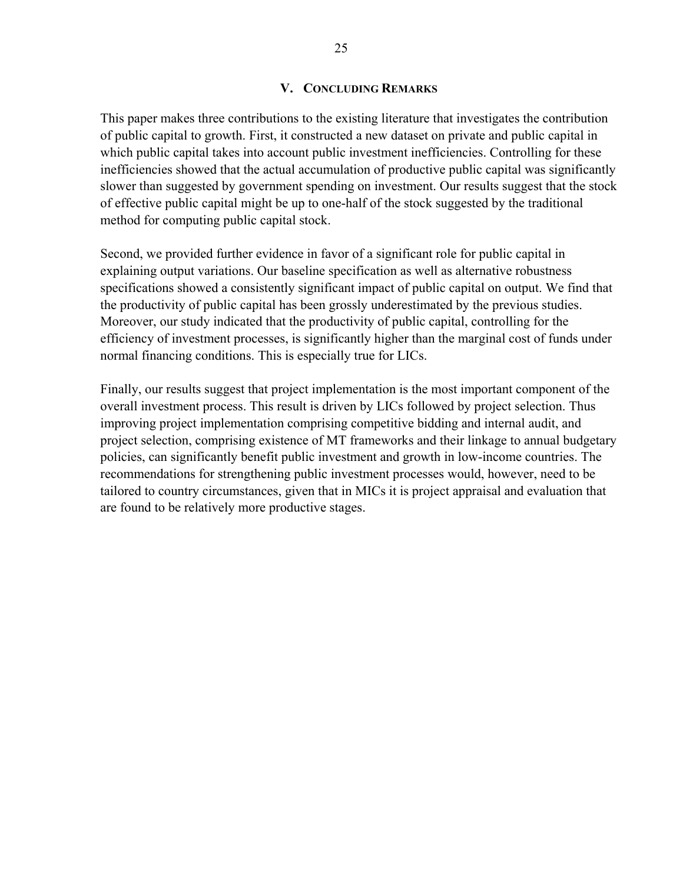## V. Concluding Remarks

This paper makes three contributions to the existing literature that investigates the contribution of public capital to growth. First, it constructed a new dataset on private and public capital in which public capital takes into account public investment inefficiencies. Controlling for these inefficiencies showed that the actual accumulation of productive public capital was significantly slower than suggested by government spending on investment. Our results suggest that the stock of effective public capital might be up to one-half of the stock suggested by the traditional method for computing public capital stock.

Second, we provided further evidence in favor of a significant role for public capital in explaining output variations. Our baseline specification as well as alternative robustness specifications showed a consistently significant impact of public capital on output. We find that the productivity of public capital has been grossly underestimated by the previous studies. Moreover, our study indicated that the productivity of public capital, controlling for the efficiency of investment processes, is significantly higher than the marginal cost of funds under normal financing conditions. This is especially true for LICs.

Finally, our results suggest that project implementation is the most important component of the overall investment process. This result is driven by LICs followed by project selection. Thus improving project implementation comprising competitive bidding and internal audit, and project selection, comprising existence of MT frameworks and their linkage to annual budgetary policies, can significantly benefit public investment and growth in low-income countries. The recommendations for strengthening public investment processes would, however, need to be tailored to country circumstances, given that in MICs it is project appraisal and evaluation that are found to be relatively more productive stages.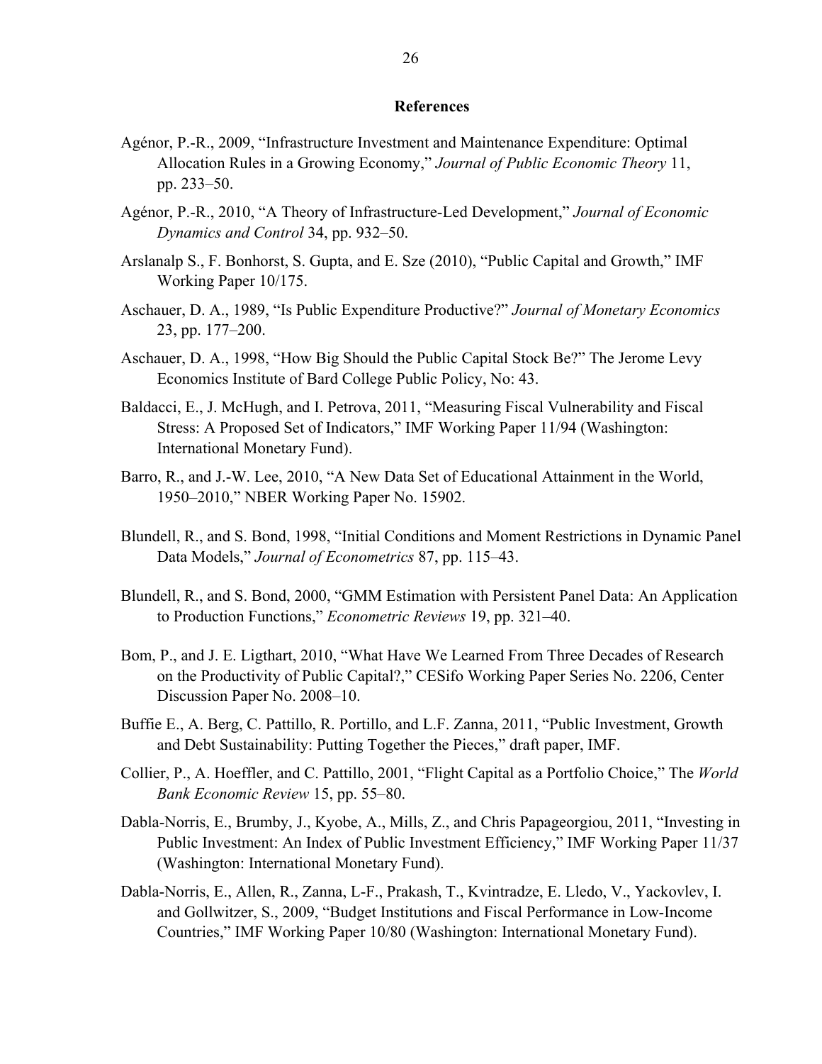## References

Agénor, P.-R., 2009, "Infrastructure Investment and Maintenance Expenditure: Optimal Allocation Rules in a Growing Economy," *Journal of Public Economic Theory* 11, pp. 233–50.

Agénor, P.-R., 2010, "A Theory of Infrastructure-Led Development," *Journal of Economic Dynamics and Control* 34, pp. 932–50.

Arslanalp S., F. Bonhorst, S. Gupta, and E. Sze (2010), "Public Capital and Growth," IMF Working Paper 10/175.

Aschauer, D. A., 1989, "Is Public Expenditure Productive?" *Journal of Monetary Economics* 23, pp. 177–200.

Aschauer, D. A., 1998, "How Big Should the Public Capital Stock Be?" The Jerome Levy Economics Institute of Bard College Public Policy, No: 43.

Baldacci, E., J. McHugh, and I. Petrova, 2011, "Measuring Fiscal Vulnerability and Fiscal Stress: A Proposed Set of Indicators," IMF Working Paper 11/94 (Washington: International Monetary Fund).

Barro, R., and J.-W. Lee, 2010, "A New Data Set of Educational Attainment in the World, 1950–2010," NBER Working Paper No. 15902.

Blundell, R., and S. Bond, 1998, "Initial Conditions and Moment Restrictions in Dynamic Panel Data Models," *Journal of Econometrics* 87, pp. 115–43.

Blundell, R., and S. Bond, 2000, "GMM Estimation with Persistent Panel Data: An Application to Production Functions," *Econometric Reviews* 19, pp. 321–40.

Bom, P., and J. E. Ligthart, 2010, "What Have We Learned From Three Decades of Research on the Productivity of Public Capital?," CESifo Working Paper Series No. 2206, Center Discussion Paper No. 2008–10.

Buffie E., A. Berg, C. Pattillo, R. Portillo, and L.F. Zanna, 2011, "Public Investment, Growth and Debt Sustainability: Putting Together the Pieces," draft paper, IMF.

Collier, P., A. Hoeffler, and C. Pattillo, 2001, "Flight Capital as a Portfolio Choice," The *World Bank Economic Review* 15, pp. 55–80.

Dabla-Norris, E., Brumby, J., Kyobe, A., Mills, Z., and Chris Papageorgiou, 2011, "Investing in Public Investment: An Index of Public Investment Efficiency," IMF Working Paper 11/37 (Washington: International Monetary Fund).

Dabla-Norris, E., Allen, R., Zanna, L-F., Prakash, T., Kvintradze, E. Lledo, V., Yackovlev, I. and Gollwitzer, S., 2009, "Budget Institutions and Fiscal Performance in Low-Income Countries," IMF Working Paper 10/80 (Washington: International Monetary Fund).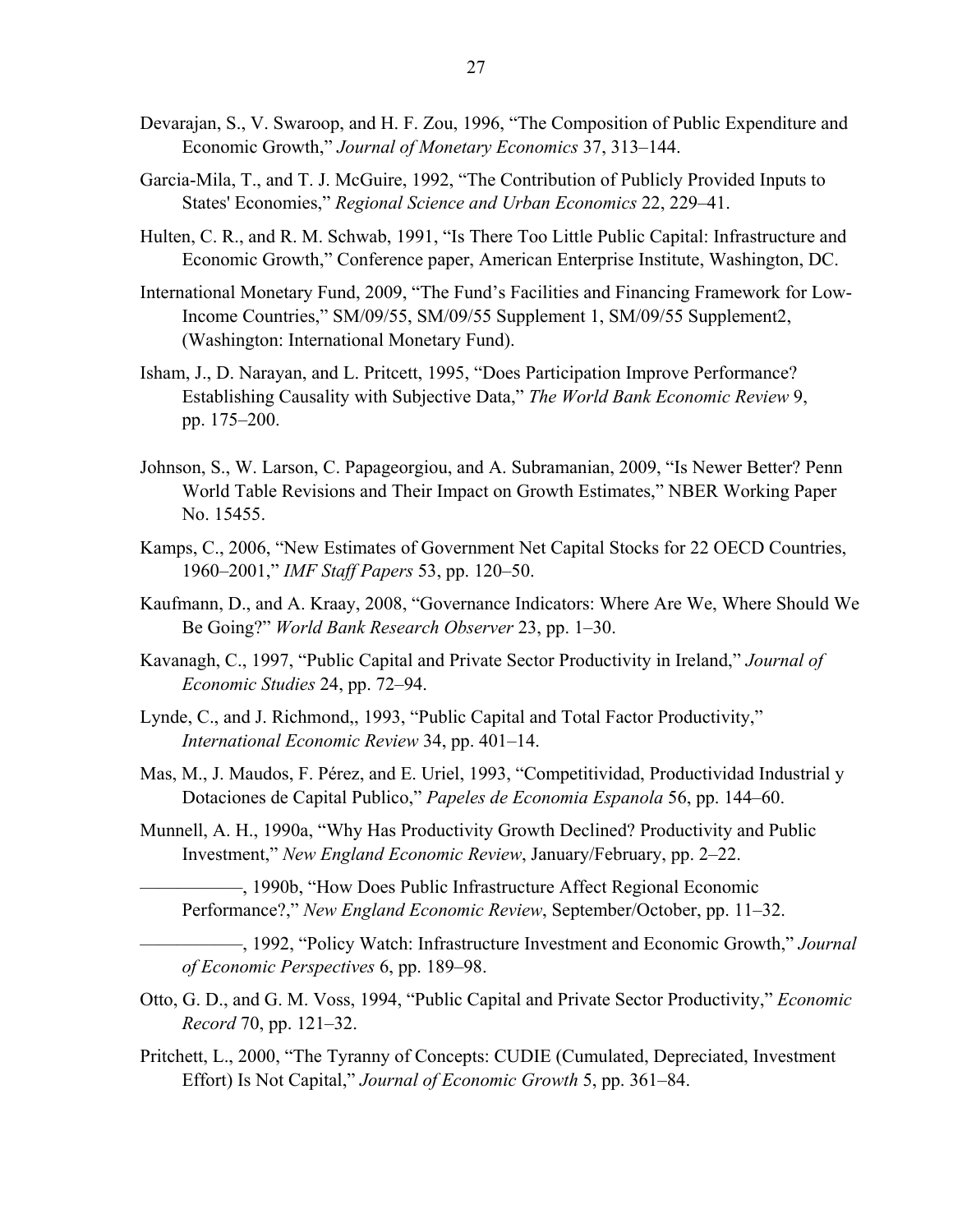Devarajan, S., V. Swaroop, and H. F. Zou, 1996, "The Composition of Public Expenditure and Economic Growth," *Journal of Monetary Economics* 37, 313–144.

Garcia-Mila, T., and T. J. McGuire, 1992, "The Contribution of Publicly Provided Inputs to States' Economies," *Regional Science and Urban Economics* 22, 229–41.

Hulten, C. R., and R. M. Schwab, 1991, "Is There Too Little Public Capital: Infrastructure and Economic Growth," Conference paper, American Enterprise Institute, Washington, DC.

International Monetary Fund, 2009, "The Fund's Facilities and Financing Framework for Low-Income Countries," SM/09/55, SM/09/55 Supplement 1, SM/09/55 Supplement2, (Washington: International Monetary Fund).

Isham, J., D. Narayan, and L. Pritcett, 1995, "Does Participation Improve Performance? Establishing Causality with Subjective Data," *The World Bank Economic Review* 9, pp. 175–200.

Johnson, S., W. Larson, C. Papageorgiou, and A. Subramanian, 2009, "Is Newer Better? Penn World Table Revisions and Their Impact on Growth Estimates," NBER Working Paper No. 15455.

Kamps, C., 2006, "New Estimates of Government Net Capital Stocks for 22 OECD Countries, 1960–2001," *IMF Staff Papers* 53, pp. 120–50.

Kaufmann, D., and A. Kraay, 2008, "Governance Indicators: Where Are We, Where Should We Be Going?" *World Bank Research Observer* 23, pp. 1–30.

Kavanagh, C., 1997, "Public Capital and Private Sector Productivity in Ireland," *Journal of Economic Studies* 24, pp. 72–94.

Lynde, C., and J. Richmond,, 1993, "Public Capital and Total Factor Productivity," *International Economic Review* 34, pp. 401–14.

Mas, M., J. Maudos, F. Pérez, and E. Uriel, 1993, "Competitividad, Productividad Industrial y Dotaciones de Capital Publico," *Papeles de Economia Espanola* 56, pp. 144–60.

Munnell, A. H., 1990a, "Why Has Productivity Growth Declined? Productivity and Public Investment," *New England Economic Review*, January/February, pp. 2–22.

——————, 1990b, "How Does Public Infrastructure Affect Regional Economic Performance?," *New England Economic Review*, September/October, pp. 11–32.

——————, 1992, "Policy Watch: Infrastructure Investment and Economic Growth," *Journal of Economic Perspectives* 6, pp. 189–98.

Otto, G. D., and G. M. Voss, 1994, "Public Capital and Private Sector Productivity," *Economic Record* 70, pp. 121–32.

Pritchett, L., 2000, "The Tyranny of Concepts: CUDIE (Cumulated, Depreciated, Investment Effort) Is Not Capital," *Journal of Economic Growth* 5, pp. 361–84.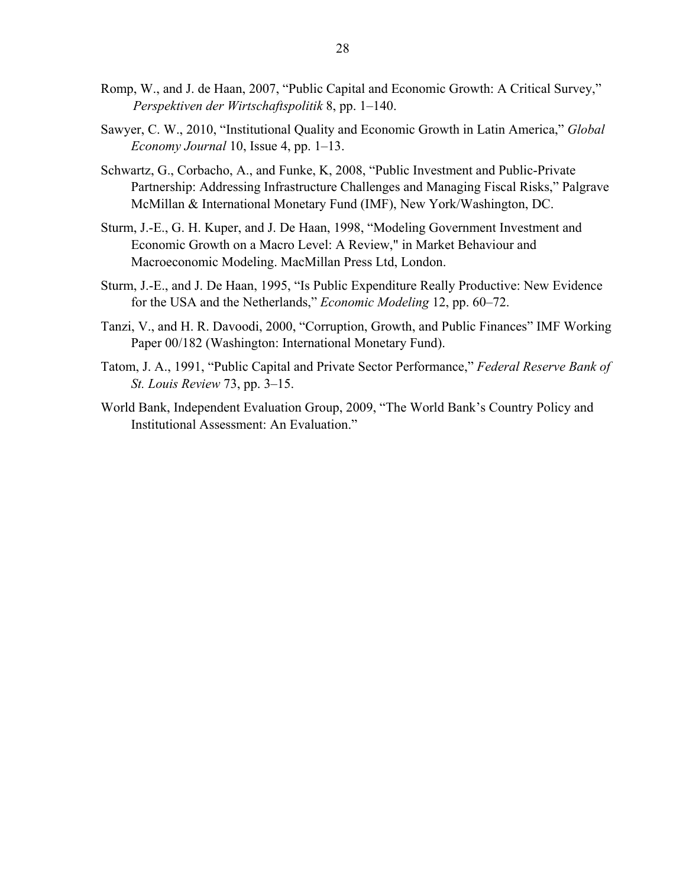Romp, W., and J. de Haan, 2007, "Public Capital and Economic Growth: A Critical Survey," *Perspektiven der Wirtschaftspolitik* 8, pp. 1–140.

Sawyer, C. W., 2010, "Institutional Quality and Economic Growth in Latin America," *Global Economy Journal* 10, Issue 4, pp. 1–13.

Schwartz, G., Corbacho, A., and Funke, K, 2008, "Public Investment and Public-Private Partnership: Addressing Infrastructure Challenges and Managing Fiscal Risks," Palgrave McMillan & International Monetary Fund (IMF), New York/Washington, DC.

Sturm, J.-E., G. H. Kuper, and J. De Haan, 1998, "Modeling Government Investment and Economic Growth on a Macro Level: A Review," in Market Behaviour and Macroeconomic Modeling. MacMillan Press Ltd, London.

Sturm, J.-E., and J. De Haan, 1995, "Is Public Expenditure Really Productive: New Evidence for the USA and the Netherlands," *Economic Modeling* 12, pp. 60–72.

Tanzi, V., and H. R. Davoodi, 2000, "Corruption, Growth, and Public Finances" IMF Working Paper 00/182 (Washington: International Monetary Fund).

Tatom, J. A., 1991, "Public Capital and Private Sector Performance," *Federal Reserve Bank of St. Louis Review* 73, pp. 3–15.

World Bank, Independent Evaluation Group, 2009, "The World Bank's Country Policy and Institutional Assessment: An Evaluation."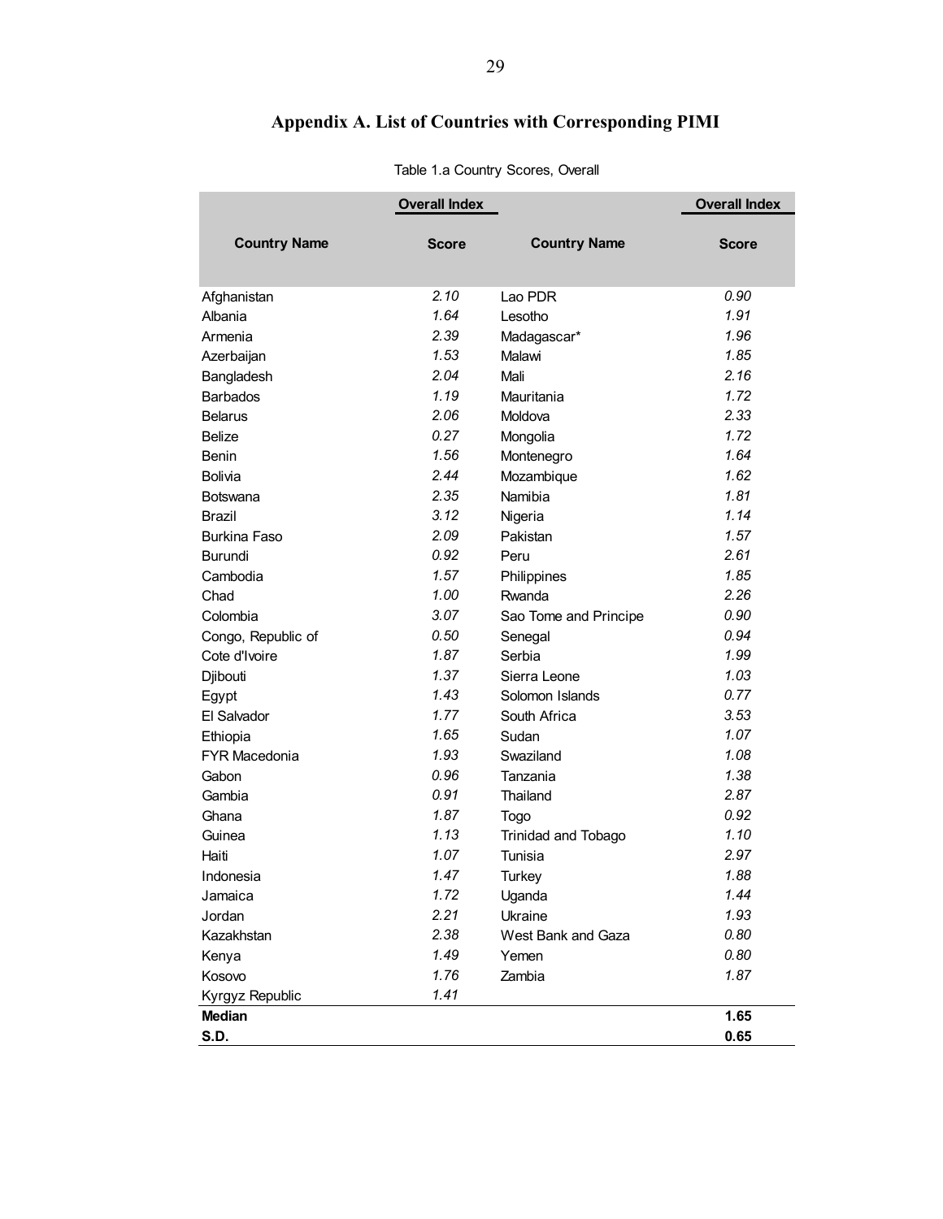# Appendix A. List of Countries with Corresponding PIMI

Table 1.a Country Scores, Overall

| Country Name | Overall Index Score | Country Name | Overall Index Score |
|---|---|---|---|
| Afghanistan | *2.10* | Lao PDR | *0.90* |
| Albania | *1.64* | Lesotho | *1.91* |
| Armenia | *2.39* | Madagascar* | *1.96* |
| Azerbaijan | *1.53* | Malawi | *1.85* |
| Bangladesh | *2.04* | Mali | *2.16* |
| Barbados | *1.19* | Mauritania | *1.72* |
| Belarus | *2.06* | Moldova | *2.33* |
| Belize | *0.27* | Mongolia | *1.72* |
| Benin | *1.56* | Montenegro | *1.64* |
| Bolivia | *2.44* | Mozambique | *1.62* |
| Botswana | *2.35* | Namibia | *1.81* |
| Brazil | *3.12* | Nigeria | *1.14* |
| Burkina Faso | *2.09* | Pakistan | *1.57* |
| Burundi | *0.92* | Peru | *2.61* |
| Cambodia | *1.57* | Philippines | *1.85* |
| Chad | *1.00* | Rwanda | *2.26* |
| Colombia | *3.07* | Sao Tome and Principe | *0.90* |
| Congo, Republic of | *0.50* | Senegal | *0.94* |
| Cote d'Ivoire | *1.87* | Serbia | *1.99* |
| Djibouti | *1.37* | Sierra Leone | *1.03* |
| Egypt | *1.43* | Solomon Islands | *0.77* |
| El Salvador | *1.77* | South Africa | *3.53* |
| Ethiopia | *1.65* | Sudan | *1.07* |
| FYR Macedonia | *1.93* | Swaziland | *1.08* |
| Gabon | *0.96* | Tanzania | *1.38* |
| Gambia | *0.91* | Thailand | *2.87* |
| Ghana | *1.87* | Togo | *0.92* |
| Guinea | *1.13* | Trinidad and Tobago | *1.10* |
| Haiti | *1.07* | Tunisia | *2.97* |
| Indonesia | *1.47* | Turkey | *1.88* |
| Jamaica | *1.72* | Uganda | *1.44* |
| Jordan | *2.21* | Ukraine | *1.93* |
| Kazakhstan | *2.38* | West Bank and Gaza | *0.80* |
| Kenya | *1.49* | Yemen | *0.80* |
| Kosovo | *1.76* | Zambia | *1.87* |
| Kyrgyz Republic | *1.41* | | |
| **Median** | | | **1.65** |
| **S.D.** | | | **0.65** |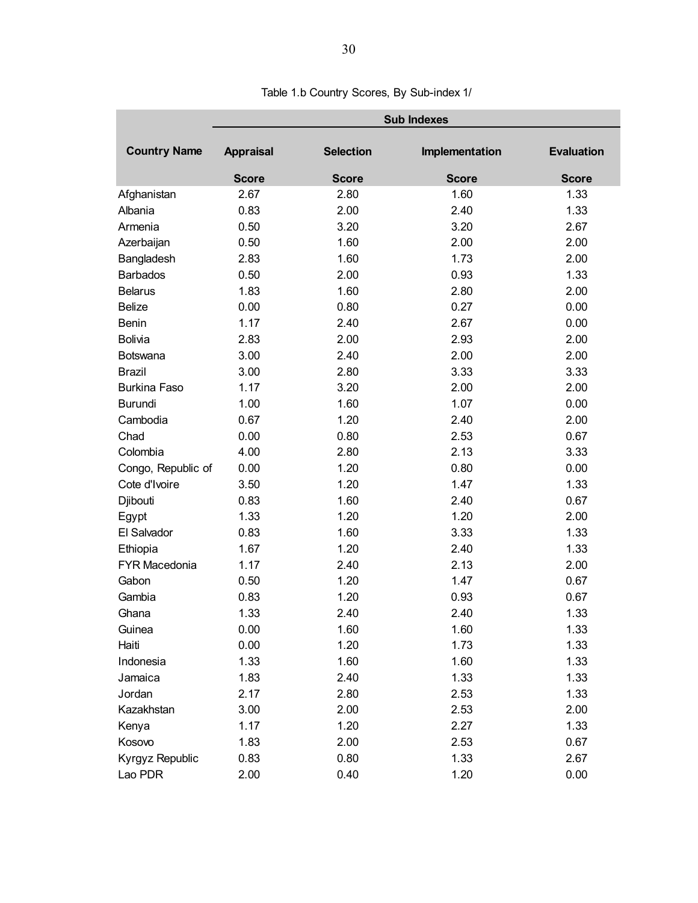Table 1.b Country Scores, By Sub-index 1/

| Country Name | Sub Indexes | | | |
|---|---|---|---|---|
| | Appraisal | Selection | Implementation | Evaluation |
| | Score | Score | Score | Score |
| Afghanistan | 2.67 | 2.80 | 1.60 | 1.33 |
| Albania | 0.83 | 2.00 | 2.40 | 1.33 |
| Armenia | 0.50 | 3.20 | 3.20 | 2.67 |
| Azerbaijan | 0.50 | 1.60 | 2.00 | 2.00 |
| Bangladesh | 2.83 | 1.60 | 1.73 | 2.00 |
| Barbados | 0.50 | 2.00 | 0.93 | 1.33 |
| Belarus | 1.83 | 1.60 | 2.80 | 2.00 |
| Belize | 0.00 | 0.80 | 0.27 | 0.00 |
| Benin | 1.17 | 2.40 | 2.67 | 0.00 |
| Bolivia | 2.83 | 2.00 | 2.93 | 2.00 |
| Botswana | 3.00 | 2.40 | 2.00 | 2.00 |
| Brazil | 3.00 | 2.80 | 3.33 | 3.33 |
| Burkina Faso | 1.17 | 3.20 | 2.00 | 2.00 |
| Burundi | 1.00 | 1.60 | 1.07 | 0.00 |
| Cambodia | 0.67 | 1.20 | 2.40 | 2.00 |
| Chad | 0.00 | 0.80 | 2.53 | 0.67 |
| Colombia | 4.00 | 2.80 | 2.13 | 3.33 |
| Congo, Republic of | 0.00 | 1.20 | 0.80 | 0.00 |
| Cote d'Ivoire | 3.50 | 1.20 | 1.47 | 1.33 |
| Djibouti | 0.83 | 1.60 | 2.40 | 0.67 |
| Egypt | 1.33 | 1.20 | 1.20 | 2.00 |
| El Salvador | 0.83 | 1.60 | 3.33 | 1.33 |
| Ethiopia | 1.67 | 1.20 | 2.40 | 1.33 |
| FYR Macedonia | 1.17 | 2.40 | 2.13 | 2.00 |
| Gabon | 0.50 | 1.20 | 1.47 | 0.67 |
| Gambia | 0.83 | 1.20 | 0.93 | 0.67 |
| Ghana | 1.33 | 2.40 | 2.40 | 1.33 |
| Guinea | 0.00 | 1.60 | 1.60 | 1.33 |
| Haiti | 0.00 | 1.20 | 1.73 | 1.33 |
| Indonesia | 1.33 | 1.60 | 1.60 | 1.33 |
| Jamaica | 1.83 | 2.40 | 1.33 | 1.33 |
| Jordan | 2.17 | 2.80 | 2.53 | 1.33 |
| Kazakhstan | 3.00 | 2.00 | 2.53 | 2.00 |
| Kenya | 1.17 | 1.20 | 2.27 | 1.33 |
| Kosovo | 1.83 | 2.00 | 2.53 | 0.67 |
| Kyrgyz Republic | 0.83 | 0.80 | 1.33 | 2.67 |
| Lao PDR | 2.00 | 0.40 | 1.20 | 0.00 |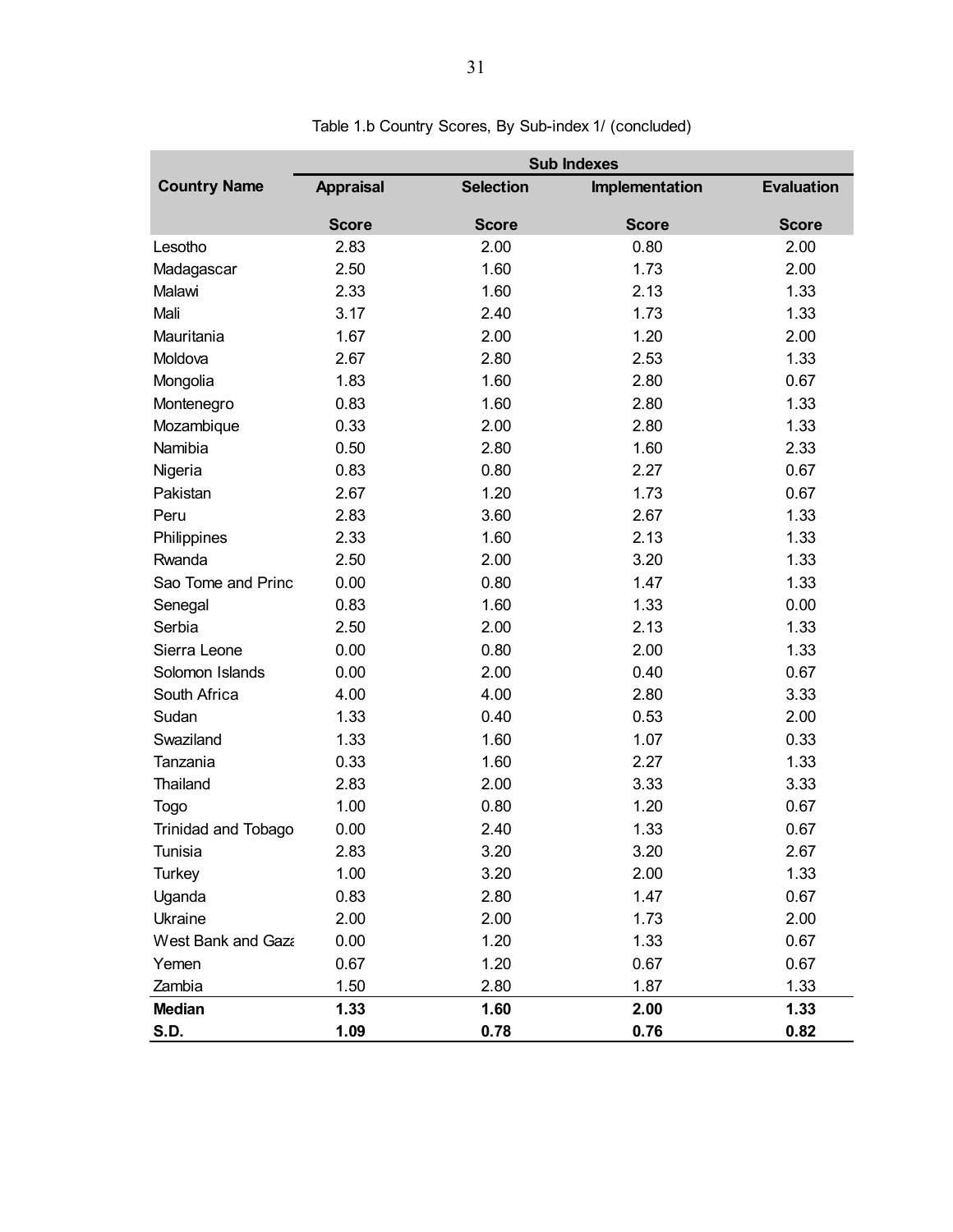Table 1.b Country Scores, By Sub-index 1/ (concluded)

| Country Name | Sub Indexes | | | |
|---|---|---|---|---|
| | Appraisal | Selection | Implementation | Evaluation |
| | Score | Score | Score | Score |
| Lesotho | 2.83 | 2.00 | 0.80 | 2.00 |
| Madagascar | 2.50 | 1.60 | 1.73 | 2.00 |
| Malawi | 2.33 | 1.60 | 2.13 | 1.33 |
| Mali | 3.17 | 2.40 | 1.73 | 1.33 |
| Mauritania | 1.67 | 2.00 | 1.20 | 2.00 |
| Moldova | 2.67 | 2.80 | 2.53 | 1.33 |
| Mongolia | 1.83 | 1.60 | 2.80 | 0.67 |
| Montenegro | 0.83 | 1.60 | 2.80 | 1.33 |
| Mozambique | 0.33 | 2.00 | 2.80 | 1.33 |
| Namibia | 0.50 | 2.80 | 1.60 | 2.33 |
| Nigeria | 0.83 | 0.80 | 2.27 | 0.67 |
| Pakistan | 2.67 | 1.20 | 1.73 | 0.67 |
| Peru | 2.83 | 3.60 | 2.67 | 1.33 |
| Philippines | 2.33 | 1.60 | 2.13 | 1.33 |
| Rwanda | 2.50 | 2.00 | 3.20 | 1.33 |
| Sao Tome and Princ | 0.00 | 0.80 | 1.47 | 1.33 |
| Senegal | 0.83 | 1.60 | 1.33 | 0.00 |
| Serbia | 2.50 | 2.00 | 2.13 | 1.33 |
| Sierra Leone | 0.00 | 0.80 | 2.00 | 1.33 |
| Solomon Islands | 0.00 | 2.00 | 0.40 | 0.67 |
| South Africa | 4.00 | 4.00 | 2.80 | 3.33 |
| Sudan | 1.33 | 0.40 | 0.53 | 2.00 |
| Swaziland | 1.33 | 1.60 | 1.07 | 0.33 |
| Tanzania | 0.33 | 1.60 | 2.27 | 1.33 |
| Thailand | 2.83 | 2.00 | 3.33 | 3.33 |
| Togo | 1.00 | 0.80 | 1.20 | 0.67 |
| Trinidad and Tobago | 0.00 | 2.40 | 1.33 | 0.67 |
| Tunisia | 2.83 | 3.20 | 3.20 | 2.67 |
| Turkey | 1.00 | 3.20 | 2.00 | 1.33 |
| Uganda | 0.83 | 2.80 | 1.47 | 0.67 |
| Ukraine | 2.00 | 2.00 | 1.73 | 2.00 |
| West Bank and Gaza | 0.00 | 1.20 | 1.33 | 0.67 |
| Yemen | 0.67 | 1.20 | 0.67 | 0.67 |
| Zambia | 1.50 | 2.80 | 1.87 | 1.33 |
| **Median** | **1.33** | **1.60** | **2.00** | **1.33** |
| **S.D.** | **1.09** | **0.78** | **0.76** | **0.82** |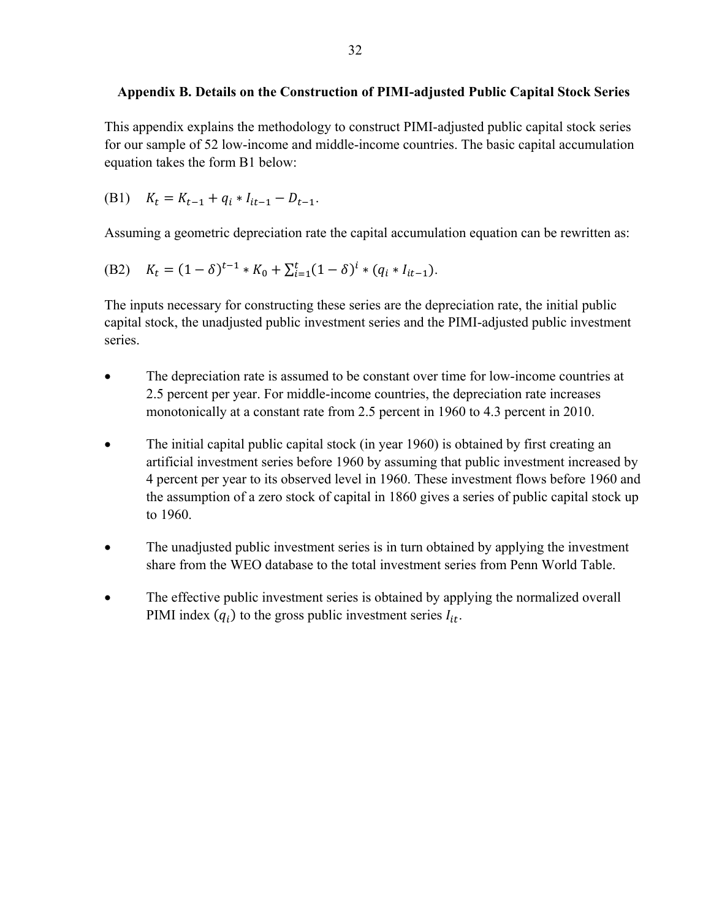### Appendix B. Details on the Construction of PIMI-adjusted Public Capital Stock Series

This appendix explains the methodology to construct PIMI-adjusted public capital stock series for our sample of 52 low-income and middle-income countries. The basic capital accumulation equation takes the form B1 below:

(B1) $K_t = K_{t-1} + q_i * I_{it-1} - D_{t-1}$.

Assuming a geometric depreciation rate the capital accumulation equation can be rewritten as:

(B2) $K_t = (1 - \delta)^{t-1} * K_0 + \sum_{i=1}^{t} (1 - \delta)^i * (q_i * I_{it-1})$.

The inputs necessary for constructing these series are the depreciation rate, the initial public capital stock, the unadjusted public investment series and the PIMI-adjusted public investment series.

- The depreciation rate is assumed to be constant over time for low-income countries at 2.5 percent per year. For middle-income countries, the depreciation rate increases monotonically at a constant rate from 2.5 percent in 1960 to 4.3 percent in 2010.
- The initial capital public capital stock (in year 1960) is obtained by first creating an artificial investment series before 1960 by assuming that public investment increased by 4 percent per year to its observed level in 1960. These investment flows before 1960 and the assumption of a zero stock of capital in 1860 gives a series of public capital stock up to 1960.
- The unadjusted public investment series is in turn obtained by applying the investment share from the WEO database to the total investment series from Penn World Table.
- The effective public investment series is obtained by applying the normalized overall PIMI index $(q_i)$ to the gross public investment series $I_{it}$.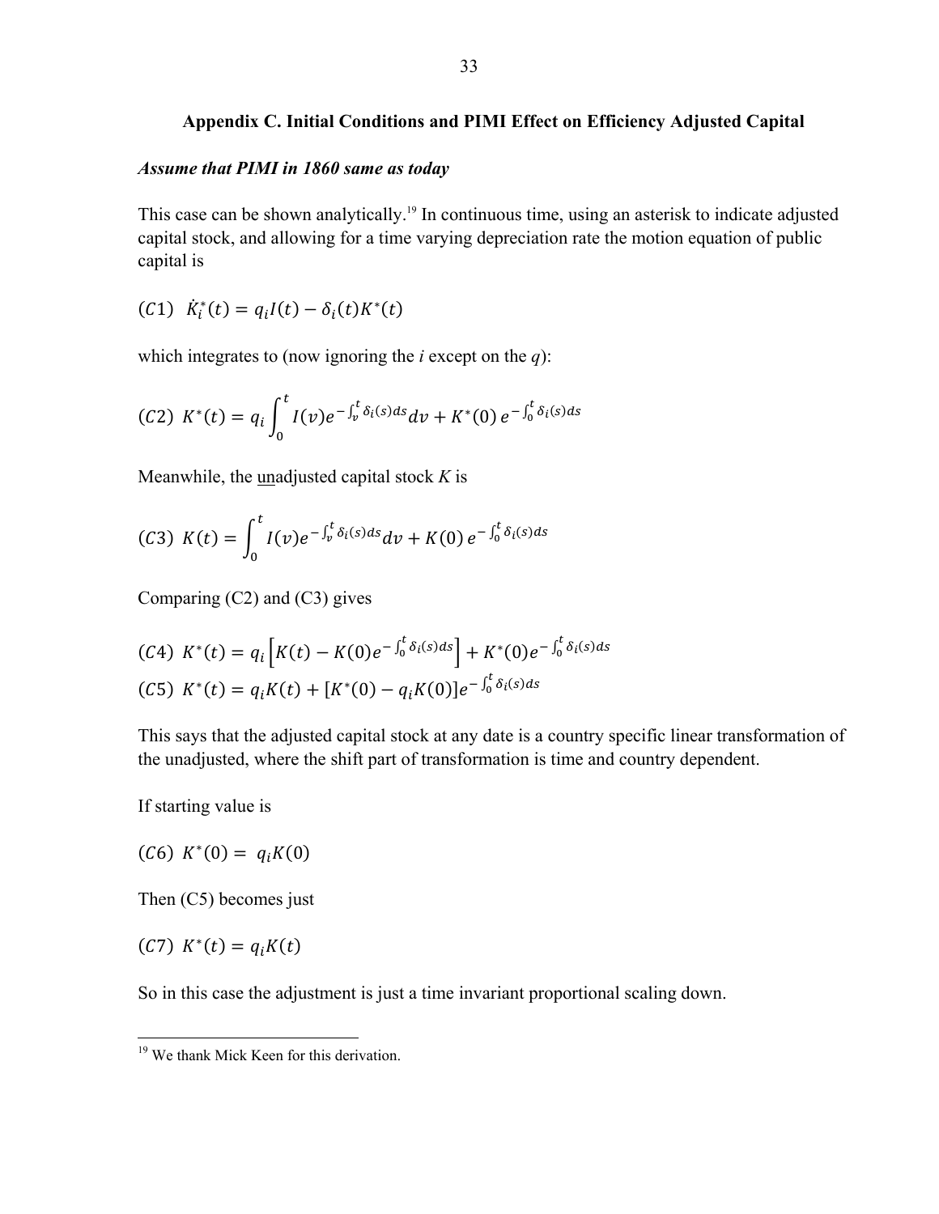## Appendix C. Initial Conditions and PIMI Effect on Efficiency Adjusted Capital

***Assume that PIMI in 1860 same as today***

This case can be shown analytically.[19] In continuous time, using an asterisk to indicate adjusted capital stock, and allowing for a time varying depreciation rate the motion equation of public capital is

$$(C1)\ \ \dot{K}_i^*(t) = q_i I(t) - \delta_i(t) K^*(t)$$

which integrates to (now ignoring the *i* except on the *q*):

$$(C2)\ \ K^*(t) = q_i \int_0^t I(v) e^{-\int_v^t \delta_i(s)ds} dv + K^*(0)\, e^{-\int_0^t \delta_i(s)ds}$$

Meanwhile, the <u>un</u>adjusted capital stock *K* is

$$(C3)\ \ K(t) = \int_0^t I(v) e^{-\int_v^t \delta_i(s)ds} dv + K(0)\, e^{-\int_0^t \delta_i(s)ds}$$

Comparing (C2) and (C3) gives

$$(C4)\ \ K^*(t) = q_i \left[ K(t) - K(0) e^{-\int_0^t \delta_i(s)ds} \right] + K^*(0) e^{-\int_0^t \delta_i(s)ds}$$

$$(C5)\ \ K^*(t) = q_i K(t) + [K^*(0) - q_i K(0)] e^{-\int_0^t \delta_i(s)ds}$$

This says that the adjusted capital stock at any date is a country specific linear transformation of the unadjusted, where the shift part of transformation is time and country dependent.

If starting value is

$$(C6)\ \ K^*(0) = \ q_i K(0)$$

Then (C5) becomes just

$$(C7)\ \ K^*(t) = q_i K(t)$$

So in this case the adjustment is just a time invariant proportional scaling down.

[19] We thank Mick Keen for this derivation.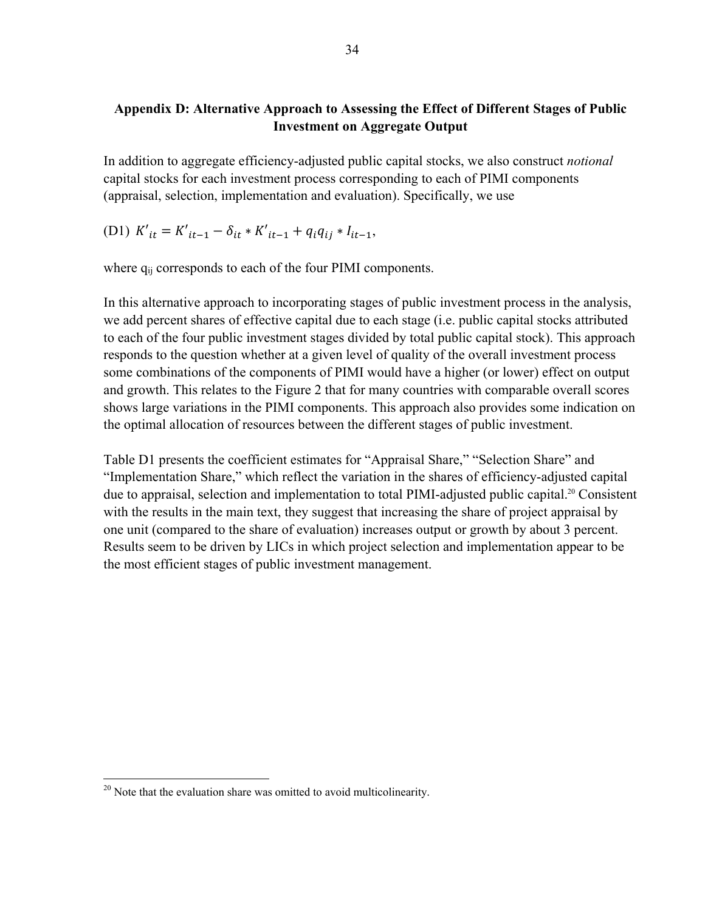## Appendix D: Alternative Approach to Assessing the Effect of Different Stages of Public Investment on Aggregate Output

In addition to aggregate efficiency-adjusted public capital stocks, we also construct *notional* capital stocks for each investment process corresponding to each of PIMI components (appraisal, selection, implementation and evaluation). Specifically, we use

(D1) $K'_{it} = K'_{it-1} - \delta_{it} * K'_{it-1} + q_i q_{ij} * I_{it-1}$,

where $q_{ij}$ corresponds to each of the four PIMI components.

In this alternative approach to incorporating stages of public investment process in the analysis, we add percent shares of effective capital due to each stage (i.e. public capital stocks attributed to each of the four public investment stages divided by total public capital stock). This approach responds to the question whether at a given level of quality of the overall investment process some combinations of the components of PIMI would have a higher (or lower) effect on output and growth. This relates to the Figure 2 that for many countries with comparable overall scores shows large variations in the PIMI components. This approach also provides some indication on the optimal allocation of resources between the different stages of public investment.

Table D1 presents the coefficient estimates for "Appraisal Share," "Selection Share" and "Implementation Share," which reflect the variation in the shares of efficiency-adjusted capital due to appraisal, selection and implementation to total PIMI-adjusted public capital.[20] Consistent with the results in the main text, they suggest that increasing the share of project appraisal by one unit (compared to the share of evaluation) increases output or growth by about 3 percent. Results seem to be driven by LICs in which project selection and implementation appear to be the most efficient stages of public investment management.

[20] Note that the evaluation share was omitted to avoid multicolinearity.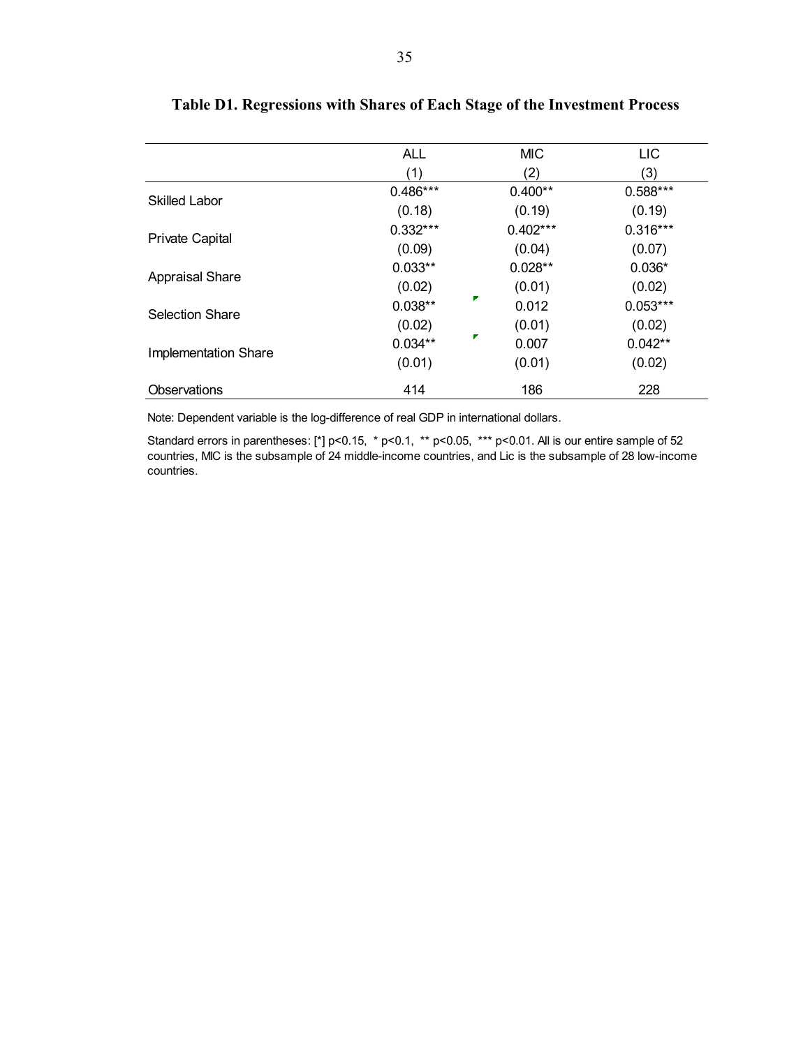**Table D1. Regressions with Shares of Each Stage of the Investment Process**

| | ALL | MIC | LIC |
|---|---|---|---|
| | (1) | (2) | (3) |
| Skilled Labor | 0.486*** | 0.400** | 0.588*** |
| | (0.18) | (0.19) | (0.19) |
| Private Capital | 0.332*** | 0.402*** | 0.316*** |
| | (0.09) | (0.04) | (0.07) |
| Appraisal Share | 0.033** | 0.028** | 0.036* |
| | (0.02) | (0.01) | (0.02) |
| Selection Share | 0.038** | 0.012 | 0.053*** |
| | (0.02) | (0.01) | (0.02) |
| Implementation Share | 0.034** | 0.007 | 0.042** |
| | (0.01) | (0.01) | (0.02) |
| Observations | 414 | 186 | 228 |

Note: Dependent variable is the log-difference of real GDP in international dollars.

Standard errors in parentheses: [*] p<0.15, * p<0.1, ** p<0.05, *** p<0.01. All is our entire sample of 52 countries, MIC is the subsample of 24 middle-income countries, and Lic is the subsample of 28 low-income countries.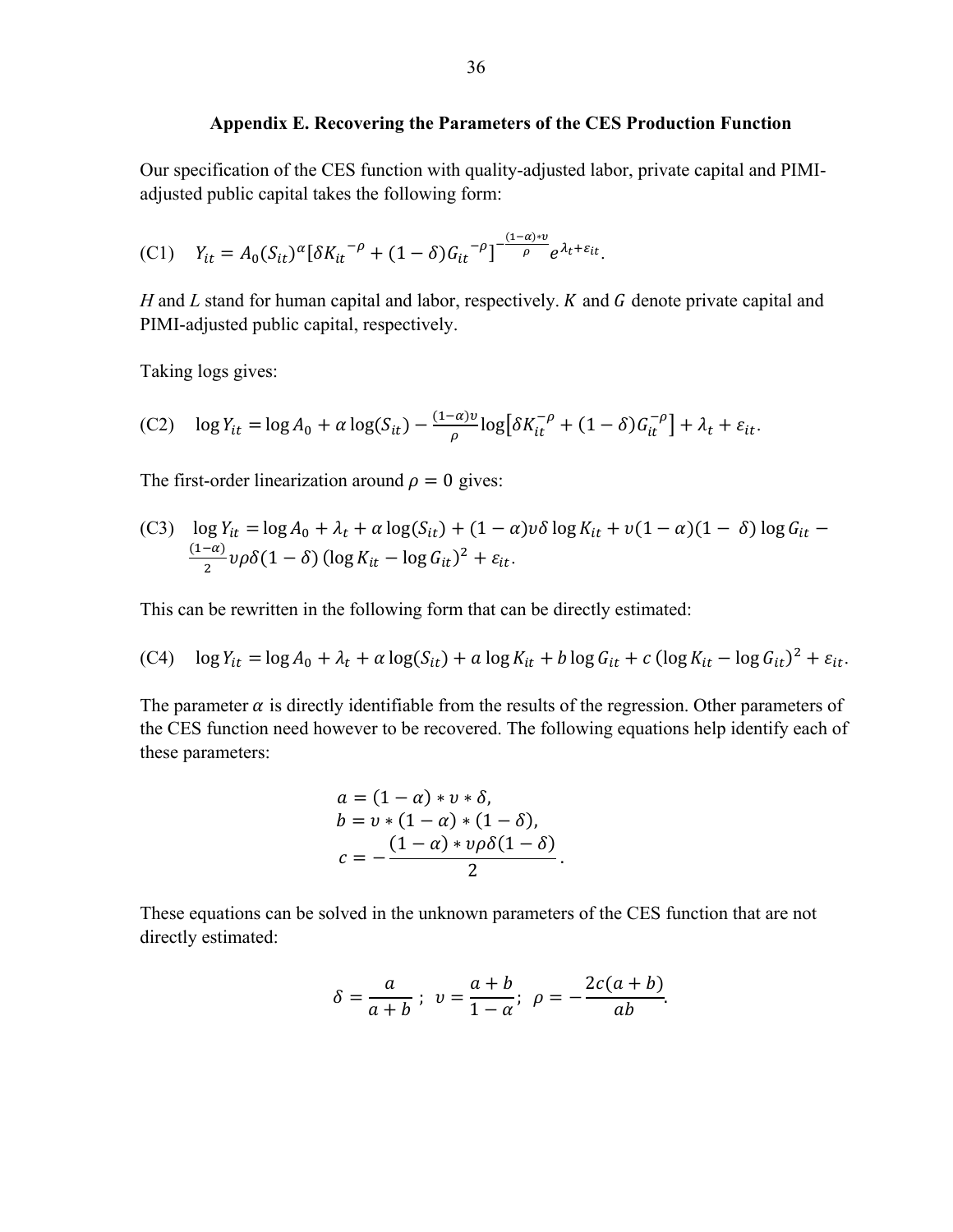## Appendix E. Recovering the Parameters of the CES Production Function

Our specification of the CES function with quality-adjusted labor, private capital and PIMI-adjusted public capital takes the following form:

$$\text{(C1)} \quad Y_{it} = A_0(S_{it})^{\alpha}[\delta K_{it}{}^{-\rho} + (1-\delta)G_{it}{}^{-\rho}]^{-\frac{(1-\alpha)*v}{\rho}} e^{\lambda_t + \varepsilon_{it}}.$$

*H* and *L* stand for human capital and labor, respectively. $K$ and $G$ denote private capital and PIMI-adjusted public capital, respectively.

Taking logs gives:

$$\text{(C2)} \quad \log Y_{it} = \log A_0 + \alpha \log(S_{it}) - \frac{(1-\alpha)v}{\rho} \log\left[\delta K_{it}^{-\rho} + (1-\delta)G_{it}^{-\rho}\right] + \lambda_t + \varepsilon_{it}.$$

The first-order linearization around $\rho = 0$ gives:

$$\text{(C3)} \quad \log Y_{it} = \log A_0 + \lambda_t + \alpha \log(S_{it}) + (1-\alpha)v\delta \log K_{it} + v(1-\alpha)(1-\delta) \log G_{it} - \frac{(1-\alpha)}{2} v\rho\delta(1-\delta)(\log K_{it} - \log G_{it})^2 + \varepsilon_{it}.$$

This can be rewritten in the following form that can be directly estimated:

$$\text{(C4)} \quad \log Y_{it} = \log A_0 + \lambda_t + \alpha \log(S_{it}) + a \log K_{it} + b \log G_{it} + c\,(\log K_{it} - \log G_{it})^2 + \varepsilon_{it}.$$

The parameter $\alpha$ is directly identifiable from the results of the regression. Other parameters of the CES function need however to be recovered. The following equations help identify each of these parameters:

$$a = (1-\alpha) * v * \delta,$$
$$b = v * (1-\alpha) * (1-\delta),$$
$$c = -\frac{(1-\alpha) * v\rho\delta(1-\delta)}{2}.$$

These equations can be solved in the unknown parameters of the CES function that are not directly estimated:

$$\delta = \frac{a}{a+b}\ ;\ v = \frac{a+b}{1-\alpha};\ \rho = -\frac{2c(a+b)}{ab}.$$